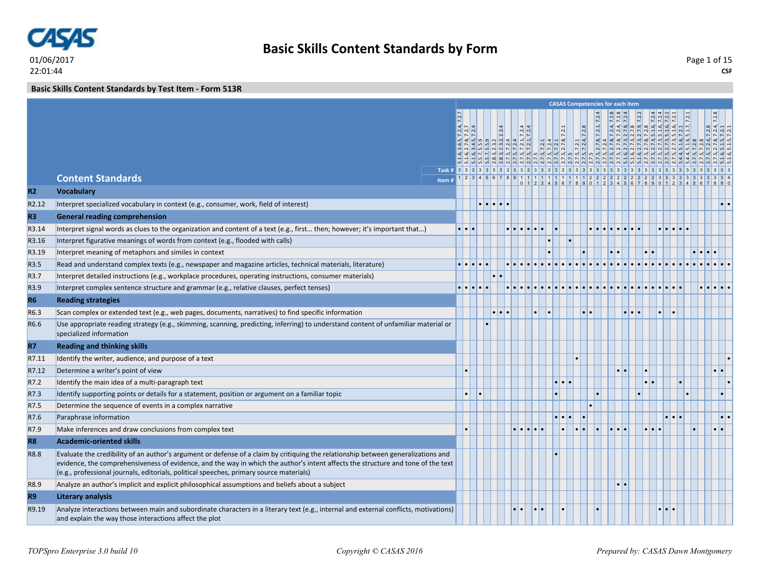# Basic Skills Content Standards by Form

01/06/2017
22:01:44

CSF

## Basic Skills Content Standards by Test Item - Form 513R

CASAS Competencies for each item

| | Content Standards | 1 | 2 | 3 | 4 | 5 | 6 | 7 | 8 | 9 | 10 | 11 | 12 | 13 | 14 | 15 | 16 | 17 | 18 | 19 | 20 | 21 | 22 | 23 | 24 | 25 | 26 | 27 | 28 | 29 | 30 | 31 | 32 | 33 | 34 | 35 | 36 | 37 | 38 | 39 | 40 |
|---|---|---|---|---|---|---|---|---|---|---|---|---|---|---|---|---|---|---|---|---|---|---|---|---|---|---|---|---|---|---|---|---|---|---|---|---|---|---|---|---|---|
| | CASAS Competencies | 5.1.6, 3.6.5, 7.2.4, 7.2.7 | 5.1.6, 2.7.8, 7.2.7 | 5.1.6, 3.4.5, 7.2.4 | 5.5.7, 5.5.9 | 5.5.7, 5.5.9 | 2.8.3, 2.3.2 | 2.8.3, 2.3.2, 2.3.4 | 2.7.5, 7.2.4 | 2.7.5, 7.2.4 | 2.7.5, 7.2.1, 7.2.4 | 2.7.5, 7.2.1, 7.2.4 | 2.7.5 | 2.7.5, 7.2.1 | 2.7.5, 7.2.4 | 2.7.5, 7.2.1 | 2.7.5, 2.7.8, 7.2.1 | 2.7.5 | 2.7.5, 7.2.1 | 2.7.5, 7.2.4, 7.2.8 | 2.7.5 | 2.7.5, 2.7.8, 7.2.1, 7.2.4 | 2.7.5, 7.2.4 | 2.7.5, 2.7.8, 7.2.4, 7.2.8 | 2.7.5, 2.7.8, 7.2.4, 7.2.8 | 5.1.6, 2.7.3, 2.7.8, 7.2.4 | 5.1.6, 2.7.3, 2.7.8 | 5.1.6, 2.7.3, 2.7.9, 7.2.2 | 2.7.5, 2.7.8, 7.2.8 | 2.7.5, 2.7.3, 5.1.6, 7.2.4 | 2.7.5, 2.7.3, 5.1.6, 7.2.4 | 2.7.5, 2.7.3, 5.1.6, 7.2.1 | 2.7.5, 2.7.3, 5.1.6, 7.2.1 | 5.4.4, 5.1.6, 7.2.1 | 5.4.4, 5.1.6, 5.1.7, 7.2.1 | 2.7.5, 7.2.8 | 2.7.5, 7.2.8 | 2.7.5, 7.2.4, 7.2.8 | 2.7.5, 2.7.8, 7.2.4, 7.2.8 | 5.1.6, 5.1.5, 7.2.1 | 5.1.6, 5.1.5, 7.2.1 |
| | Task # | 3 | 3 | 3 | 3 | 3 | 3 | 3 | 3 | 3 | 3 | 3 | 3 | 3 | 3 | 3 | 3 | 3 | 3 | 3 | 3 | 3 | 3 | 3 | 3 | 3 | 3 | 3 | 3 | 3 | 3 | 3 | 3 | 3 | 3 | 3 | 3 | 3 | 3 | 3 | 3 |
| **R2** | **Vocabulary** | | | | | | | | | | | | | | | | | | | | | | | | | | | | | | | | | | | | | | | | |
| R2.12 | Interpret specialized vocabulary in context (e.g., consumer, work, field of interest) | | | | • | • | • | • | • | | | | | | | | | | | | | | | | | | | | | | | | | | | | | | | • | • |
| **R3** | **General reading comprehension** | | | | | | | | | | | | | | | | | | | | | | | | | | | | | | | | | | | | | | | | |
| R3.14 | Interpret signal words as clues to the organization and content of a text (e.g., first… then; however; it's important that…) | • | • | • | | | | | • | • | • | • | • | • | | • | | | | | • | • | • | • | • | • | • | • | | | • | • | • | • | • | | | | | | |
| R3.16 | Interpret figurative meanings of words from context (e.g., flooded with calls) | | | | | | | | | | | | | | • | | | • | | | | | | | | | | | | | | | | | | | | | | | |
| R3.19 | Interpret meaning of metaphors and similes in context | | | | | | | | | | | | | | • | | | | | • | | | | • | • | | | | • | • | | | | | | • | • | • | • | | |
| R3.5 | Read and understand complex texts (e.g., newspaper and magazine articles, technical materials, literature) | • | • | • | • | • | | | • | • | • | • | • | • | • | • | • | • | • | • | • | • | • | • | • | • | • | • | • | • | • | • | • | • | • | • | • | • | • | • | • |
| R3.7 | Interpret detailed instructions (e.g., workplace procedures, operating instructions, consumer materials) | | | | | | • | • | | | | | | | | | | | | | | | | | | | | | | | | | | | | | | | | | |
| R3.9 | Interpret complex sentence structure and grammar (e.g., relative clauses, perfect tenses) | • | • | • | • | • | | | • | • | • | • | • | • | • | • | • | • | • | • | • | • | • | • | • | • | • | • | • | • | • | • | • | • | | | • | • | • | • | • |
| **R6** | **Reading strategies** | | | | | | | | | | | | | | | | | | | | | | | | | | | | | | | | | | | | | | | | |
| R6.3 | Scan complex or extended text (e.g., web pages, documents, narratives) to find specific information | | | | | | • | • | • | | | | • | | • | | | | | • | • | | | | | • | • | • | | | • | | • | | | | | | | | |
| R6.6 | Use appropriate reading strategy (e.g., skimming, scanning, predicting, inferring) to understand content of unfamiliar material or specialized information | | | | | • | | | | | | | | | | | | | | | | | | | | | | | | | | | | | | | | | | | |
| **R7** | **Reading and thinking skills** | | | | | | | | | | | | | | | | | | | | | | | | | | | | | | | | | | | | | | | | |
| R7.11 | Identify the writer, audience, and purpose of a text | | | | | | | | | | | | | | | | | | • | | | | | | | | | | | | | | | | | | | | | | • |
| R7.12 | Determine a writer's point of view | | • | | | | | | | | | | | | | | | | | | | | | | • | • | | | • | | | | | | | | | | • | • | |
| R7.2 | Identify the main idea of a multi-paragraph text | | | | | | | | | | | | | | | • | • | • | | | | | | | | | | | • | • | | | | • | | | | | | | • |
| R7.3 | Identify supporting points or details for a statement, position or argument on a familiar topic | | • | | • | | | | | | | | | | | • | | | | | | • | | | | | | • | | | | | | | • | | | | | • | |
| R7.5 | Determine the sequence of events in a complex narrative | | | | | | | | | | | | | | | | | | | | • | | | | | | | | | | | | | | | | | | | | |
| R7.6 | Paraphrase information | | | | | | | | | | | | | | | • | • | • | | • | | | | | | | | | | | | • | • | • | | | | | | • | • |
| R7.9 | Make inferences and draw conclusions from complex text | | • | | | | | | | • | • | • | • | • | | | • | | • | • | | • | | • | • | • | | | • | • | • | | | | | • | | | • | • | |
| **R8** | **Academic-oriented skills** | | | | | | | | | | | | | | | | | | | | | | | | | | | | | | | | | | | | | | | | |
| R8.8 | Evaluate the credibility of an author's argument or defense of a claim by critiquing the relationship between generalizations and evidence, the comprehensiveness of evidence, and the way in which the author's intent affects the structure and tone of the text (e.g., professional journals, editorials, political speeches, primary source materials) | | | | | | | | | | | | | | | • | | | | | | | | | | | | | | | | | | | | | | | | | |
| R8.9 | Analyze an author's implicit and explicit philosophical assumptions and beliefs about a subject | | | | | | | | | | | | | | | | | | | | | | | | • | • | | | | | | | | | | | | | | | |
| **R9** | **Literary analysis** | | | | | | | | | | | | | | | | | | | | | | | | | | | | | | | | | | | | | | | | |
| R9.19 | Analyze interactions between main and subordinate characters in a literary text (e.g., internal and external conflicts, motivations) and explain the way those interactions affect the plot | | | | | | | | | • | • | | • | • | | | • | | | | | • | | | | | | | | | • | • | • | | | | | | | | |

*TOPSpro Enterprise 3.0 build 10* *Copyright © CASAS 2016* *Prepared by: CASAS Dawn Montgomery*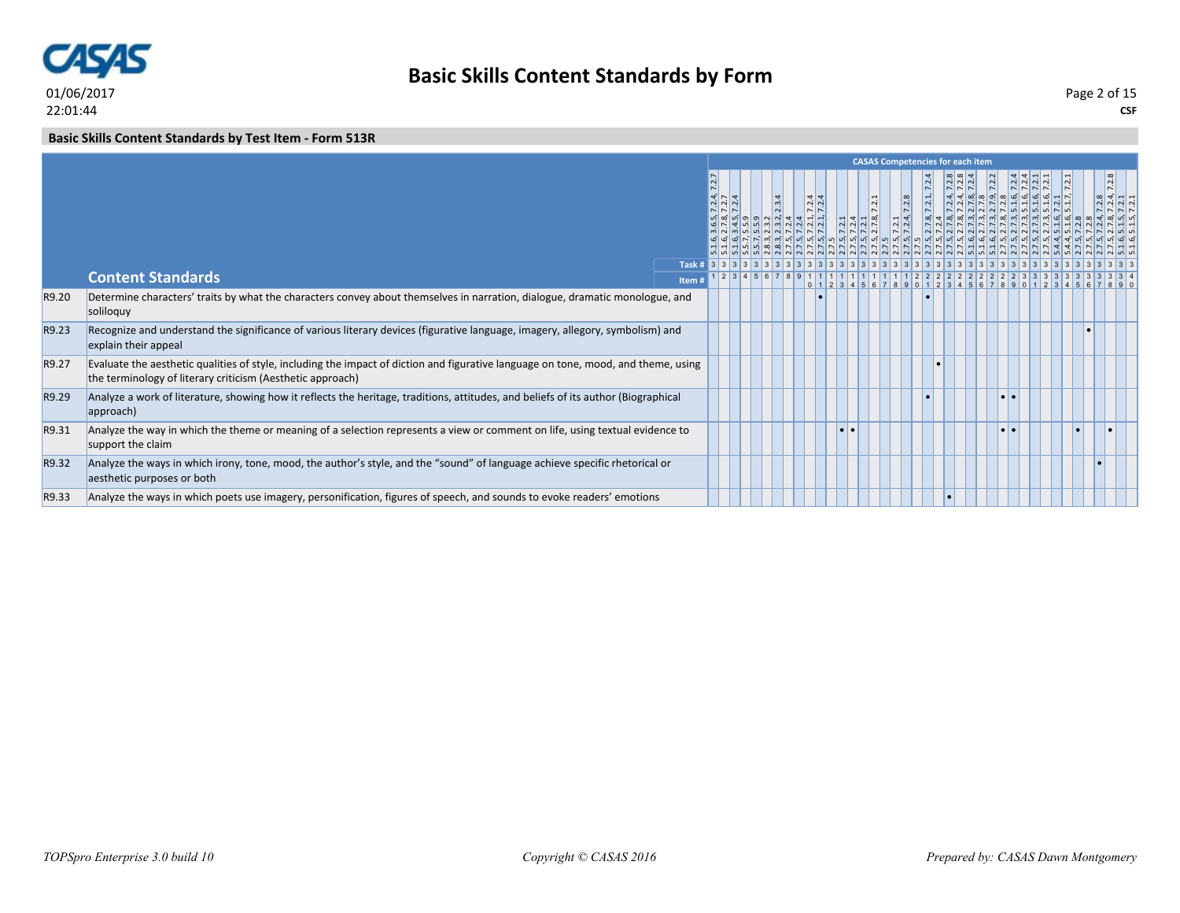# Basic Skills Content Standards by Form

01/06/2017
22:01:44

CSF

## Basic Skills Content Standards by Test Item - Form 513R

| | Content Standards / Item # | 1 | 2 | 3 | 4 | 5 | 6 | 7 | 8 | 9 | 10 | 11 | 12 | 13 | 14 | 15 | 16 | 17 | 18 | 19 | 20 | 21 | 22 | 23 | 24 | 25 | 26 | 27 | 28 | 29 | 30 | 31 | 32 | 33 | 34 | 35 | 36 | 37 | 38 | 39 | 40 |
|---|---|---|---|---|---|---|---|---|---|---|---|---|---|---|---|---|---|---|---|---|---|---|---|---|---|---|---|---|---|---|---|---|---|---|---|---|---|---|---|---|---|
| | CASAS Competencies for each item | 5.1.6, 3.6.5, 7.2.4, 7.2.7 | 5.1.6, 2.7.8, 7.2.7 | 5.1.6, 3.4.5, 7.2.4 | 5.5.7, 5.5.9 | 5.5.7, 5.5.9 | 2.8.3, 2.3.2 | 2.8.3, 2.3.2, 2.3.4 | 2.7.5, 7.2.4 | 2.7.5, 7.2.4 | 2.7.5, 7.2.1, 7.2.4 | 2.7.5, 7.2.1, 7.2.4 | 2.7.5 | 2.7.5, 7.2.1 | 2.7.5, 7.2.4 | 2.7.5, 7.2.1 | 2.7.5, 2.7.8, 7.2.1 | 2.7.5 | 2.7.5, 7.2.1 | 2.7.5, 7.2.4, 7.2.8 | 2.7.5 | 2.7.5, 2.7.8, 7.2.1, 7.2.4 | 2.7.5, 7.2.4 | 2.7.5, 2.7.8, 7.2.4, 7.2.8 | 2.7.5, 2.7.8, 7.2.4, 7.2.8 | 5.1.6, 2.7.3, 2.7.8, 7.2.4 | 5.1.6, 2.7.3, 2.7.8 | 5.1.6, 2.7.3, 2.7.9, 7.2.2 | 2.7.5, 2.7.8, 7.2.8 | 2.7.5, 2.7.3, 5.1.6, 7.2.4 | 2.7.5, 2.7.3, 5.1.6, 7.2.4 | 2.7.5, 2.7.3, 5.1.6, 7.2.1 | 2.7.5, 2.7.3, 5.1.6, 7.2.1 | 5.4.4, 5.1.6, 7.2.1 | 5.4.4, 5.1.6, 5.1.7, 7.2.1 | 2.7.5, 7.2.8 | 2.7.5, 7.2.8 | 2.7.5, 7.2.4, 7.2.8 | 2.7.5, 2.7.8, 7.2.4, 7.2.8 | 5.1.6, 5.1.5, 7.2.1 | 5.1.6, 5.1.5, 7.2.1 |
| | Task # | 3 | 3 | 3 | 3 | 3 | 3 | 3 | 3 | 3 | 3 | 3 | 3 | 3 | 3 | 3 | 3 | 3 | 3 | 3 | 3 | 3 | 3 | 3 | 3 | 3 | 3 | 3 | 3 | 3 | 3 | 3 | 3 | 3 | 3 | 3 | 3 | 3 | 3 | 3 | 3 |
| R9.20 | Determine characters' traits by what the characters convey about themselves in narration, dialogue, dramatic monologue, and soliloquy | | | | | | | | | | | • | | | | | | | | | | • | | | | | | | | | | | | | | | | | | | |
| R9.23 | Recognize and understand the significance of various literary devices (figurative language, imagery, allegory, symbolism) and explain their appeal | | | | | | | | | | | | | | | | | | | | | | | | | | | | | | | | | | | | • | | | | |
| R9.27 | Evaluate the aesthetic qualities of style, including the impact of diction and figurative language on tone, mood, and theme, using the terminology of literary criticism (Aesthetic approach) | | | | | | | | | | | | | | | | | | | | | | • | | | | | | | | | | | | | | | | | | |
| R9.29 | Analyze a work of literature, showing how it reflects the heritage, traditions, attitudes, and beliefs of its author (Biographical approach) | | | | | | | | | | | | | | | | | | | | | • | | | | | | | • | • | | | | | | | | | | | |
| R9.31 | Analyze the way in which the theme or meaning of a selection represents a view or comment on life, using textual evidence to support the claim | | | | | | | | | | | | | • | • | | | | | | | | | | | | | | • | • | | | | | | • | | | • | | |
| R9.32 | Analyze the ways in which irony, tone, mood, the author's style, and the "sound" of language achieve specific rhetorical or aesthetic purposes or both | | | | | | | | | | | | | | | | | | | | | | | | | | | | | | | | | | | | | • | | | |
| R9.33 | Analyze the ways in which poets use imagery, personification, figures of speech, and sounds to evoke readers' emotions | | | | | | | | | | | | | | | | | | | | | | | • | | | | | | | | | | | | | | | | | |

*TOPSpro Enterprise 3.0 build 10* *Copyright © CASAS 2016* *Prepared by: CASAS Dawn Montgomery*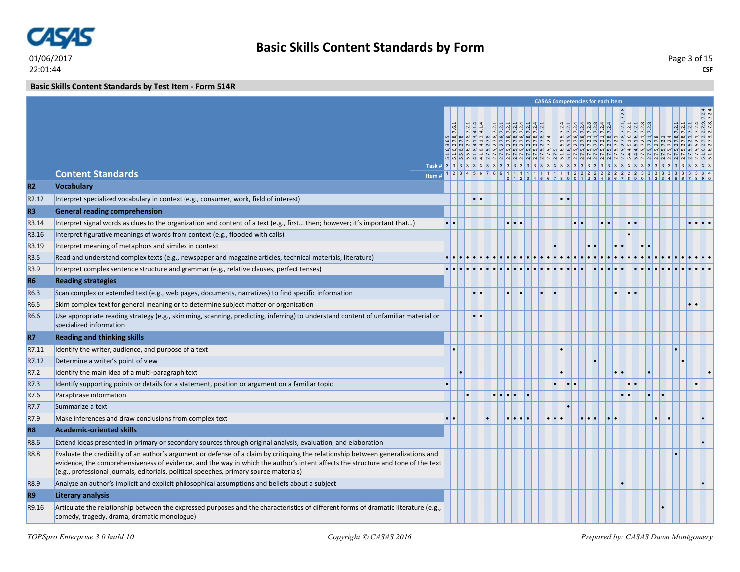## Basic Skills Content Standards by Test Item - Form 514R

| | Content Standards | 1 | 2 | 3 | 4 | 5 | 6 | 7 | 8 | 9 | 10 | 11 | 12 | 13 | 14 | 15 | 16 | 17 | 18 | 19 | 20 | 21 | 22 | 23 | 24 | 25 | 26 | 27 | 28 | 29 | 30 | 31 | 32 | 33 | 34 | 35 | 36 | 37 | 38 | 39 | 40 |
|---|---|---|---|---|---|---|---|---|---|---|---|---|---|---|---|---|---|---|---|---|---|---|---|---|---|---|---|---|---|---|---|---|---|---|---|---|---|---|---|---|---|
| | CASAS Competencies for each item | 5.1.6, 3.6.5 | 5.1.6, 2.7.8, 7.6.1 | 5.5.6, 2.7.8 | 5.5.6, 2.7.8, 7.2.1 | 4.1.8, 4.1.3, 4.1.4 | 4.1.8, 4.1.3, 4.1.4 | 2.7.5, 2.7.8 | 2.7.5, 2.7.8, 7.2.1 | 2.7.5, 2.7.8, 7.2.1 | 2.7.5, 2.7.8, 7.2.1 | 2.7.5, 2.7.8, 7.2.1 | 2.7.5, 2.7.8, 7.2.4 | 2.7.5, 2.7.8, 7.2.4 | 2.7.5, 2.7.8, 7.2.1 | 2.7.5, 2.7.8, 7.2.1 | 2.7.5, 7.2.4 | 2.7.5 | 5.1.6, 5.1.5, 7.2.4 | 5.1.6, 5.1.5, 7.2.1 | 2.7.5, 2.7.8, 7.2.4 | 2.7.5, 2.7.8, 7.2.4 | 2.7.5, 7.2.1, 7.2.8 | 2.7.5, 7.2.1, 7.2.8 | 2.7.5, 7.2.1, 7.2.4 | 2.7.5, 2.7.8, 7.2.4 | 2.7.5, 7.2.1 | 2.7.5, 2.7.8, 7.2.1, 7.2.8 | 5.4.4, 5.1.6, 7.2.1 | 5.4.4, 5.1.6, 7.2.1 | 2.7.5, 7.2.1, 7.2.8 | 2.7.5, 7.2.1, 7.2.8 | 2.7.5, 2.7.8 | 2.7.5, 7.2.1 | 2.7.5, 7.2.4 | 2.7.5, 2.7.8, 7.2.1 | 2.7.5, 2.7.8, 7.2.1 | 2.7.5, 5.2.1, 7.2.1 | 2.7.5, 5.2.1, 7.2.4 | 5.1.6, 2.7.3, 2.7.9, 7.2.4 | 5.1.6, 2.7.3, 2.7.8, 7.2.4 |
| | Task # | 3 | 3 | 3 | 3 | 3 | 3 | 3 | 3 | 3 | 3 | 3 | 3 | 3 | 3 | 3 | 3 | 3 | 3 | 3 | 3 | 3 | 3 | 3 | 3 | 3 | 3 | 3 | 3 | 3 | 3 | 3 | 3 | 3 | 3 | 3 | 3 | 3 | 3 | 3 | 3 |
| **R2** | **Vocabulary** | | | | | | | | | | | | | | | | | | | | | | | | | | | | | | | | | | | | | | | | |
| R2.12 | Interpret specialized vocabulary in context (e.g., consumer, work, field of interest) | | | | | • | • | | | | | | | | | | | | • | • | | | | | | | | | | | | | | | | | | | | | |
| **R3** | **General reading comprehension** | | | | | | | | | | | | | | | | | | | | | | | | | | | | | | | | | | | | | | | | |
| R3.14 | Interpret signal words as clues to the organization and content of a text (e.g., first… then; however; it's important that…) | • | • | | | | | | | | • | • | • | | | | | | | | • | • | | | • | • | | | • | • | | | | | | | | • | • | • | • |
| R3.16 | Interpret figurative meanings of words from context (e.g., flooded with calls) | | | | | | | | | | | | | | | | | | | | | | | | | | | | • | | | | | | | | | | | | |
| R3.19 | Interpret meaning of metaphors and similes in context | | | | | | | | | | | | | | | | | • | | | | | • | • | | | • | • | | | • | • | | | | | | | | | |
| R3.5 | Read and understand complex texts (e.g., newspaper and magazine articles, technical materials, literature) | • | • | • | • | • | • | • | • | • | • | • | • | • | • | • | • | • | • | • | • | • | • | • | • | • | • | • | • | • | • | • | • | • | • | • | • | • | • | • | • |
| R3.9 | Interpret complex sentence structure and grammar (e.g., relative clauses, perfect tenses) | • | • | • | • | • | • | • | • | • | • | • | • | • | • | • | • | • | • | • | • | • | | • | • | • | • | • | | • | • | • | • | • | • | • | • | • | • | • | • |
| **R6** | **Reading strategies** | | | | | | | | | | | | | | | | | | | | | | | | | | | | | | | | | | | | | | | | |
| R6.3 | Scan complex or extended text (e.g., web pages, documents, narratives) to find specific information | | | | | • | • | | | | • | | • | | | • | | • | | | | | | | | | • | | • | • | | | | | | | | | | | |
| R6.5 | Skim complex text for general meaning or to determine subject matter or organization | | | | | | | | | | | | | | | | | | | | | | | | | | | | | | | | | | | | | • | • | | |
| R6.6 | Use appropriate reading strategy (e.g., skimming, scanning, predicting, inferring) to understand content of unfamiliar material or specialized information | | | | | • | • | | | | | | | | | | | | | | | | | | | | | | | | | | | | | | | | | | |
| **R7** | **Reading and thinking skills** | | | | | | | | | | | | | | | | | | | | | | | | | | | | | | | | | | | | | | | | |
| R7.11 | Identify the writer, audience, and purpose of a text | | • | | | | | | | | | | | | | | | | • | | | | | | | | | | | | | | | | | • | | | | | |
| R7.12 | Determine a writer's point of view | | | | | | | | | | | | | | | | | | | | | | | • | | | | | | | | | | | | | • | | | | |
| R7.2 | Identify the main idea of a multi-paragraph text | | | • | | | | | | | | | | | | | | | • | | | | | | | | • | • | | | | • | | | | | | | | | • |
| R7.3 | Identify supporting points or details for a statement, position or argument on a familiar topic | • | | | | | | | | | | | | | | | | • | | • | • | | | | | | | | • | • | | | | | | | | | • | | |
| R7.6 | Paraphrase information | | | | • | | | | • | • | • | • | | • | | | | | | | | | | | | | | • | • | | | • | | • | | | | | | | |
| R7.7 | Summarize a text | | | | | | | | | | | | | | | | | | | • | | | | | | | | | | | | | | | | | | | | | |
| R7.9 | Make inferences and draw conclusions from complex text | • | • | | | | | • | | | • | • | • | • | | | • | • | • | | | • | • | • | | • | • | | | | | | • | | • | | | | | • | |
| **R8** | **Academic-oriented skills** | | | | | | | | | | | | | | | | | | | | | | | | | | | | | | | | | | | | | | | | |
| R8.6 | Extend ideas presented in primary or secondary sources through original analysis, evaluation, and elaboration | | | | | | | | | | | | | | | | | | | | | | | | | | | | | | | | | | | | | | | • | |
| R8.8 | Evaluate the credibility of an author's argument or defense of a claim by critiquing the relationship between generalizations and evidence, the comprehensiveness of evidence, and the way in which the author's intent affects the structure and tone of the text (e.g., professional journals, editorials, political speeches, primary source materials) | | | | | | | | | | | | | | | | | | | | | | | | | | | | | | | | | | | • | | | | | |
| R8.9 | Analyze an author's implicit and explicit philosophical assumptions and beliefs about a subject | | | | | | | | | | | | | | | | | | | | | | | | | | | • | | | | | | | | | | | | • | |
| **R9** | **Literary analysis** | | | | | | | | | | | | | | | | | | | | | | | | | | | | | | | | | | | | | | | | |
| R9.16 | Articulate the relationship between the expressed purposes and the characteristics of different forms of dramatic literature (e.g., comedy, tragedy, drama, dramatic monologue) | | | | | | | | | | | | | | | | | | | | | | | | | | | | | | | | | • | | | | | | | |

*TOPSpro Enterprise 3.0 build 10* | *Copyright © CASAS 2016* | *Prepared by: CASAS Dawn Montgomery*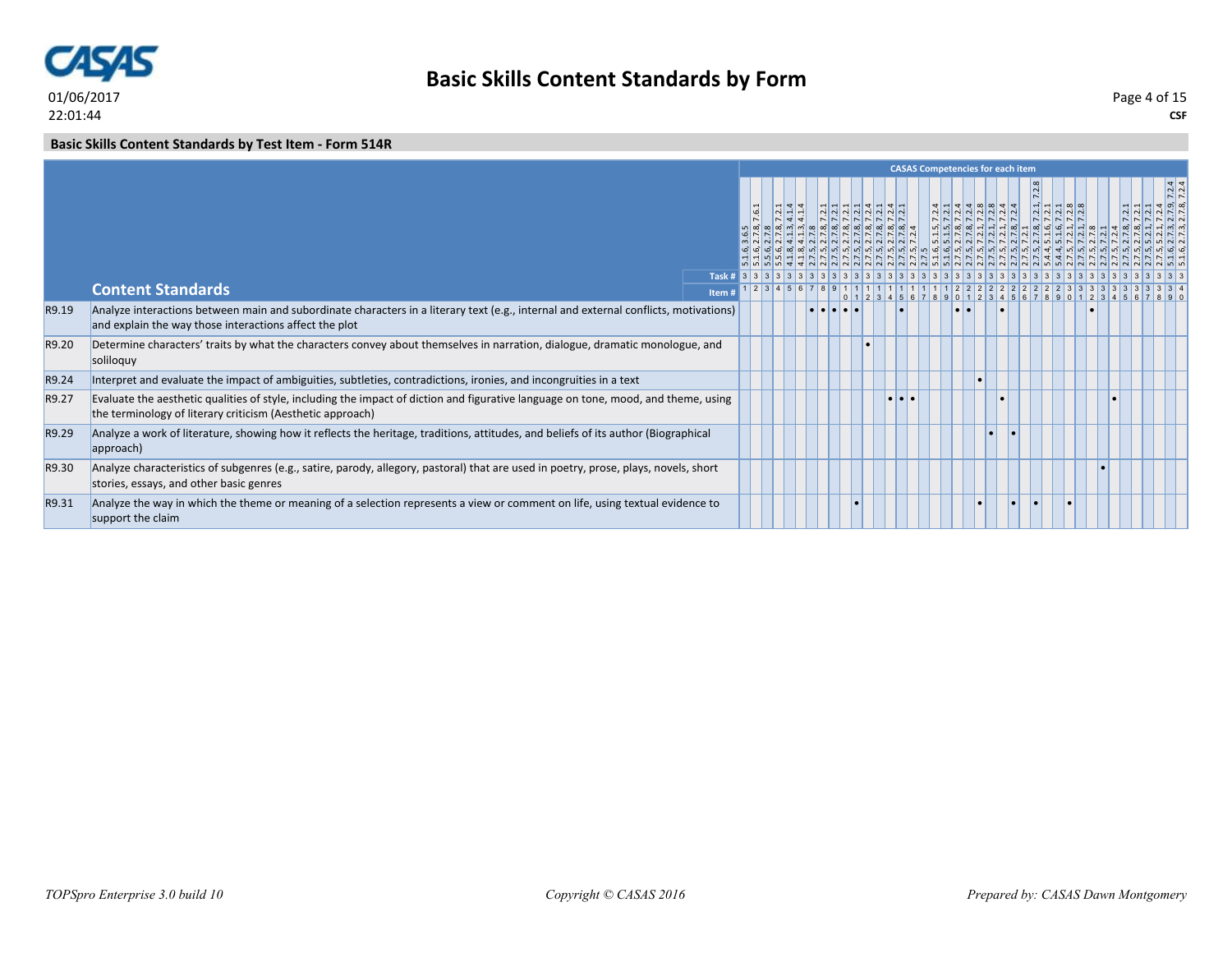# Basic Skills Content Standards by Form

01/06/2017
22:01:44

CSF

## Basic Skills Content Standards by Test Item - Form 514R

CASAS Competencies for each item

| | Content Standards | 1 | 2 | 3 | 4 | 5 | 6 | 7 | 8 | 9 | 10 | 11 | 12 | 13 | 14 | 15 | 16 | 17 | 18 | 19 | 20 | 21 | 22 | 23 | 24 | 25 | 26 | 27 | 28 | 29 | 30 | 31 | 32 | 33 | 34 | 35 | 36 | 37 | 38 | 39 | 40 |
|---|---|---|---|---|---|---|---|---|---|---|---|---|---|---|---|---|---|---|---|---|---|---|---|---|---|---|---|---|---|---|---|---|---|---|---|---|---|---|---|---|---|
| | CASAS Competencies | 5.1.6, 3.6.5 | 5.1.6, 2.7.8, 7.6.1 | 5.5.6, 2.7.8 | 5.5.6, 2.7.8, 7.2.1 | 4.1.8, 4.1.3, 4.1.4 | 4.1.8, 4.1.3, 4.1.4 | 2.7.5, 2.7.8 | 2.7.5, 2.7.8, 7.2.1 | 2.7.5, 2.7.8, 7.2.1 | 2.7.5, 2.7.8, 7.2.1 | 2.7.5, 2.7.8, 7.2.1 | 2.7.5, 2.7.8, 7.2.4 | 2.7.5, 2.7.8, 7.2.1 | 2.7.5, 2.7.8, 7.2.4 | 2.7.5, 2.7.8, 7.2.1 | 2.7.5, 7.2.4 | 2.7.5 | 5.1.6, 5.1.5, 7.2.4 | 5.1.6, 5.1.5, 7.2.1 | 2.7.5, 2.7.8, 7.2.4 | 2.7.5, 2.7.8, 7.2.4 | 2.7.5, 7.2.1, 7.2.8 | 2.7.5, 7.2.1, 7.2.8 | 2.7.5, 7.2.1, 7.2.4 | 2.7.5, 2.7.8, 7.2.4 | 2.7.5, 7.2.1 | 2.7.5, 2.7.8, 7.2.1, 7.2.8 | 5.4.4, 5.1.6, 7.2.1 | 5.4.4, 5.1.6, 7.2.1 | 2.7.5, 7.2.1, 7.2.8 | 2.7.5, 7.2.1, 7.2.8 | 2.7.5, 2.7.8 | 2.7.5, 7.2.1 | 2.7.5, 7.2.4 | 2.7.5, 2.7.8, 7.2.1 | 2.7.5, 2.7.8, 7.2.1 | 2.7.5, 5.2.1, 7.2.1 | 2.7.5, 5.2.1, 7.2.4 | 5.1.6, 2.7.3, 2.7.9, 7.2.4 | 5.1.6, 2.7.3, 2.7.8, 7.2.4 |
| | Task # | 3 | 3 | 3 | 3 | 3 | 3 | 3 | 3 | 3 | 3 | 3 | 3 | 3 | 3 | 3 | 3 | 3 | 3 | 3 | 3 | 3 | 3 | 3 | 3 | 3 | 3 | 3 | 3 | 3 | 3 | 3 | 3 | 3 | 3 | 3 | 3 | 3 | 3 | 3 | 3 |
| R9.19 | Analyze interactions between main and subordinate characters in a literary text (e.g., internal and external conflicts, motivations) and explain the way those interactions affect the plot | | | | | | | • | • | • | • | • | | | | • | | | | | • | • | | | • | | | | | | | | • | | | | | | | | |
| R9.20 | Determine characters' traits by what the characters convey about themselves in narration, dialogue, dramatic monologue, and soliloquy | | | | | | | | | | | | • | | | | | | | | | | | | | | | | | | | | | | | | | | | | |
| R9.24 | Interpret and evaluate the impact of ambiguities, subtleties, contradictions, ironies, and incongruities in a text | | | | | | | | | | | | | | | | | | | | | | • | | | | | | | | | | | | | | | | | | |
| R9.27 | Evaluate the aesthetic qualities of style, including the impact of diction and figurative language on tone, mood, and theme, using the terminology of literary criticism (Aesthetic approach) | | | | | | | | | | | | | | • | • | • | | | | | | | | • | | | | | | | | | | • | | | | | | |
| R9.29 | Analyze a work of literature, showing how it reflects the heritage, traditions, attitudes, and beliefs of its author (Biographical approach) | | | | | | | | | | | | | | | | | | | | | | | • | | • | | | | | | | | | | | | | | | |
| R9.30 | Analyze characteristics of subgenres (e.g., satire, parody, allegory, pastoral) that are used in poetry, prose, plays, novels, short stories, essays, and other basic genres | | | | | | | | | | | | | | | | | | | | | | | | | | | | | | | | | • | | | | | | | |
| R9.31 | Analyze the way in which the theme or meaning of a selection represents a view or comment on life, using textual evidence to support the claim | | | | | | | | | | | • | | | | | | | | | | | • | | | • | | • | | | • | | | | | | | | | | |

*TOPSpro Enterprise 3.0 build 10* *Copyright © CASAS 2016* *Prepared by: CASAS Dawn Montgomery*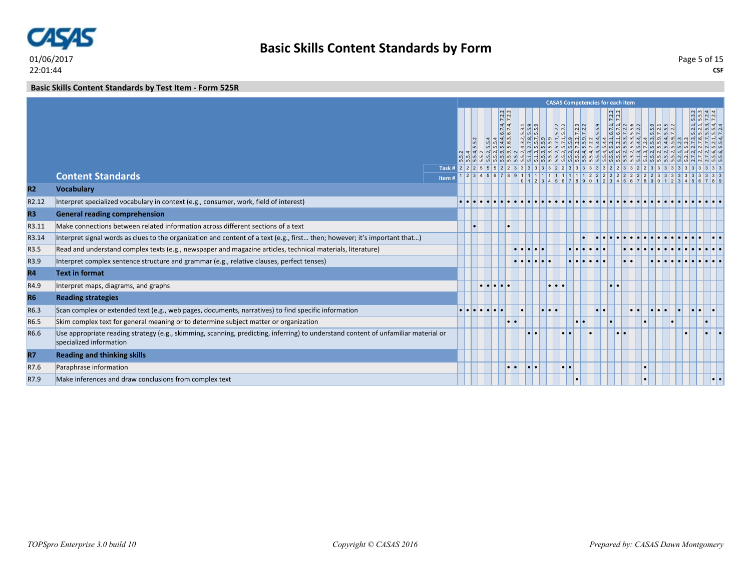## Basic Skills Content Standards by Form

### Basic Skills Content Standards by Test Item - Form 525R

**CASAS Competencies for each item**

| | Content Standards | 1 | 2 | 3 | 4 | 5 | 6 | 7 | 8 | 9 | 10 | 11 | 12 | 13 | 14 | 15 | 16 | 17 | 18 | 19 | 20 | 21 | 22 | 23 | 24 | 25 | 26 | 27 | 28 | 29 | 30 | 31 | 32 | 33 | 34 | 35 | 36 | 37 | 38 | 39 |
|---|---|---|---|---|---|---|---|---|---|---|---|---|---|---|---|---|---|---|---|---|---|---|---|---|---|---|---|---|---|---|---|---|---|---|---|---|---|---|---|---|
| | Competencies | 5.5.2 | 5.5.4 | 5.5.4, 5.5.2 | 5.5.2 | 5.5.2, 5.5.4 | 5.5.2, 5.5.4 | 5.5.9, 5.4.4, 6.7.4, 7.2.2 | 5.5.9, 5.6.3, 6.7.4, 7.2.2 | 5.5.2 | 5.5.2, 4.3.2, 5.3.1 | 5.1.3, 2.7.8, 5.5.9 | 5.1.3, 5.5.7, 5.5.9 | 5.5.3, 5.5.9 | 5.5.3, 5.5.9 | 5.5.2, 5.7.1, 5.7.2 | 5.5.2, 5.7.1, 5.7.2 | 5.5.2, 5.5.9 | 5.5.2, 7.2.2, 7.2.3 | 5.5.4, 5.5.9, 7.2.2 | 5.5.4, 7.2.2 | 5.5.4, 5.4.4, 5.5.9 | 5.5.4, 5.4.4 | 5.5.5, 5.2.1, 6.7.1, 7.2.2 | 5.5.5, 5.2.1, 6.7.1, 7.2.2 | 5.3.2, 5.5.3, 5.5.6 | 5.3.2, 5.5.3, 7.2.2 | 5.1.3, 5.4.4, 7.2.2 | 5.1.3, 7.2.4 | 5.5.2, 5.5.3, 5.5.9 | 5.5.2, 5.5.9, 7.2.1 | 5.5.2, 5.4.4, 5.5.5 | 5.5.2, 5.5.9, 7.2.2 | 5.2.1, 5.2.3 | 5.2.1, 5.2.3 | 2.7.2, 2.7.3, 5.2.1, 5.3.2 | 2.7.2, 2.7.8, 5.2.1, 5.5.3 | 2.7.2, 2.7.7, 5.5.3, 7.2.4 | 5.5.6, 2.2.1, 5.5.4, 7.2.4 | 5.5.6, 5.5.4, 7.2.4 |
| | Task # | 2 | 2 | 2 | 5 | 5 | 5 | 2 | 2 | 3 | 3 | 3 | 3 | 3 | 3 | 3 | 2 | 2 | 3 | 3 | 3 | 3 | 3 | 2 | 2 | 3 | 3 | 2 | 2 | 3 | 3 | 3 | 3 | 3 | 3 | 3 | 3 | 3 | 3 | 3 |
| **R2** | **Vocabulary** | | | | | | | | | | | | | | | | | | | | | | | | | | | | | | | | | | | | | | | |
| R2.12 | Interpret specialized vocabulary in context (e.g., consumer, work, field of interest) | • | • | • | • | • | • | • | • | • | • | • | • | • | • | • | • | • | • | • | • | • | • | • | • | • | • | • | • | • | • | • | • | • | • | • | • | • | • | • |
| **R3** | **General reading comprehension** | | | | | | | | | | | | | | | | | | | | | | | | | | | | | | | | | | | | | | | |
| R3.11 | Make connections between related information across different sections of a text | | | • | | | | | • | | | | | | | | | | | | | | | | | | | | | | | | | | | | | | | |
| R3.14 | Interpret signal words as clues to the organization and content of a text (e.g., first… then; however; it's important that…) | | | | | | | | | | | | | | | | | | | • | | • | • | • | • | • | • | • | • | • | • | • | • | • | • | • | • | | • | • |
| R3.5 | Read and understand complex texts (e.g., newspaper and magazine articles, technical materials, literature) | | | | | | | | | • | • | • | • | • | | | | • | • | • | • | • | • | | | • | • | • | • | • | • | • | • | • | • | • | • | • | • | • |
| R3.9 | Interpret complex sentence structure and grammar (e.g., relative clauses, perfect tenses) | | | | | | | | | • | • | • | • | • | • | | | • | • | • | • | • | • | | | • | • | | | • | • | • | • | • | • | • | • | • | • | • |
| **R4** | **Text in format** | | | | | | | | | | | | | | | | | | | | | | | | | | | | | | | | | | | | | | | |
| R4.9 | Interpret maps, diagrams, and graphs | | | | • | • | • | • | • | | | | | | • | • | • | | | | | | | • | • | | | | | | | | | | | | | | | |
| **R6** | **Reading strategies** | | | | | | | | | | | | | | | | | | | | | | | | | | | | | | | | | | | | | | | |
| R6.3 | Scan complex or extended text (e.g., web pages, documents, narratives) to find specific information | • | • | • | • | • | • | • | | | • | | | • | • | • | | | | | | • | • | | | | • | • | | • | • | • | | • | | • | • | | • | |
| R6.5 | Skim complex text for general meaning or to determine subject matter or organization | | | | | | | | • | • | | | | | | | | | • | • | | | | • | | | | | • | | | | • | | | | | • | | |
| R6.6 | Use appropriate reading strategy (e.g., skimming, scanning, predicting, inferring) to understand content of unfamiliar material or specialized information | | | | | | | | | | | • | • | | | | • | • | | | • | | | | • | • | | | | | | | | | • | | | • | | • |
| **R7** | **Reading and thinking skills** | | | | | | | | | | | | | | | | | | | | | | | | | | | | | | | | | | | | | | | |
| R7.6 | Paraphrase information | | | | | | | | • | • | | • | • | | | | • | • | | | | | | | | | | | • | | | | | | | | | | | |
| R7.9 | Make inferences and draw conclusions from complex text | | | | | | | | | | | | | | | | | | • | | | | | | | | | | • | | | | | | | | | | • | • |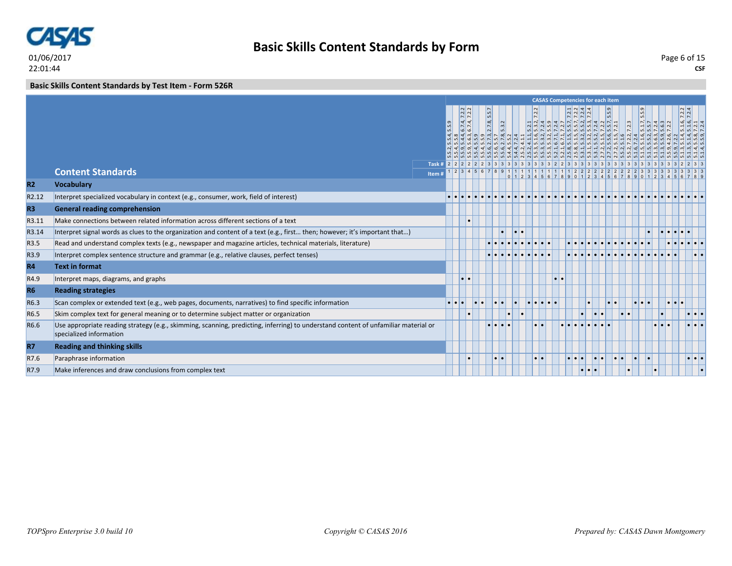# Basic Skills Content Standards by Form

01/06/2017
22:01:44

CSF

## Basic Skills Content Standards by Test Item - Form 526R

CASAS Competencies for each item

| | Content Standards | 1 | 2 | 3 | 4 | 5 | 6 | 7 | 8 | 9 | 10 | 11 | 12 | 13 | 14 | 15 | 16 | 17 | 18 | 19 | 20 | 21 | 22 | 23 | 24 | 25 | 26 | 27 | 28 | 29 | 30 | 31 | 32 | 33 | 34 | 35 | 36 | 37 | 38 | 39 |
|---|---|---|---|---|---|---|---|---|---|---|---|---|---|---|---|---|---|---|---|---|---|---|---|---|---|---|---|---|---|---|---|---|---|---|---|---|---|---|---|---|
| | CASAS Competencies | 5.5.2, 5.5.4, 5.5.9 | 5.5.4, 5.5.8 | 5.5.9, 5.4.4, 6.7.4, 7.2.2 | 5.5.9, 5.6.3, 6.7.4, 7.2.2 | 5.5.4, 5.5.9 | 5.5.4, 5.5.9 | 5.5.6, 2.7.3, 2.7.8, 5.5.7 | 5.5.6, 5.5.7 | 5.5.6, 2.7.8, 5.3.2 | 5.4.4, 5.5.2 | 5.4.4, 7.2.4 | 2.5.2, 4.1.1 | 2.5.2, 4.1.1, 5.2.1 | 5.5.3, 5.1.6, 5.3.2, 7.2.2 | 5.5.3, 5.3.2, 7.2.4 | 5.5.3, 5.3.2, 5.5.9 | 5.2.1, 6.7.1, 7.2.4 | 5.2.1, 6.7.1, 7.2.7 | 2.5.8, 5.1.5, 5.5.7, 7.2.1 | 2.5.8, 5.1.5, 5.5.7, 7.2.2 | 5.3.1, 5.3.2, 5.5.2, 7.2.4 | 5.3.1, 5.3.2, 5.5.3, 7.2.4 | 5.3.1, 5.5.2, 7.2.4 | 2.7.2, 5.1.5, 7.2.2 | 2.7.2, 5.5.6, 5.5.7, 5.5.9 | 2.7.2, 5.1.5, 7.2.1 | 5.5.2, 5.1.6 | 5.5.2, 7.2.2, 7.2.3 | 5.1.6, 7.2.4 | 5.1.5, 5.1.6, 5.1.7, 5.5.9 | 5.1.5, 5.5.2, 5.5.7 | 5.1.3, 5.6.3, 7.2.4 | 5.1.3, 5.5.9, 5.6.3 | 5.5.9, 4.2.6, 7.2.2 | 5.5.9, 7.2.2 | 5.1.3, 5.1.4, 5.1.6, 7.2.2 | 5.1.3, 5.1.4, 5.1.6, 7.2.4 | 5.1.4, 5.5.8, 7.2.1 | 5.1.4, 5.5.9, 7.2.4 |
| | Task # | 2 | 2 | 2 | 2 | 2 | 2 | 3 | 3 | 3 | 3 | 3 | 3 | 3 | 3 | 3 | 3 | 3 | 2 | 2 | 3 | 3 | 3 | 3 | 3 | 3 | 3 | 3 | 3 | 3 | 3 | 3 | 3 | 3 | 3 | 3 | 2 | 2 | 3 | 3 |
| **R2** | **Vocabulary** | | | | | | | | | | | | | | | | | | | | | | | | | | | | | | | | | | | | | | | |
| R2.12 | Interpret specialized vocabulary in context (e.g., consumer, work, field of interest) | • | • | • | • | • | • | • | • | • | • | • | • | • | • | • | • | • | • | • | • | • | • | • | • | • | • | • | • | • | • | • | • | • | • | • | • | • | • | • |
| **R3** | **General reading comprehension** | | | | | | | | | | | | | | | | | | | | | | | | | | | | | | | | | | | | | | | |
| R3.11 | Make connections between related information across different sections of a text | | | | • | | | | | | | | | | | | | | | | | | | | | | | | | | | | | | | | | | | |
| R3.14 | Interpret signal words as clues to the organization and content of a text (e.g., first… then; however; it's important that…) | | | | | | | | | • | | • | • | | | | | | | | | | | | | | | | | | | • | | • | • | • | • | • | | |
| R3.5 | Read and understand complex texts (e.g., newspaper and magazine articles, technical materials, literature) | | | | | | | • | • | • | • | • | • | • | • | • | • | | | • | • | • | • | • | • | • | • | • | • | • | • | • | | | • | • | • | • | • | • |
| R3.9 | Interpret complex sentence structure and grammar (e.g., relative clauses, perfect tenses) | | | | | | | • | • | • | • | • | • | • | • | • | • | | | • | • | • | • | • | • | • | • | • | • | • | • | • | • | • | • | • | | | • | • |
| **R4** | **Text in format** | | | | | | | | | | | | | | | | | | | | | | | | | | | | | | | | | | | | | | | |
| R4.9 | Interpret maps, diagrams, and graphs | | | • | • | | | | | | | | | | | | | • | • | | | | | | | | | | | | | | | | | | | | | |
| **R6** | **Reading strategies** | | | | | | | | | | | | | | | | | | | | | | | | | | | | | | | | | | | | | | | |
| R6.3 | Scan complex or extended text (e.g., web pages, documents, narratives) to find specific information | • | • | • | | • | • | | • | • | | • | | • | • | • | • | • | | | | | • | | | • | • | | | • | • | • | | | • | • | • | | | |
| R6.5 | Skim complex text for general meaning or to determine subject matter or organization | | | | • | | | | | | • | | • | | | | | | | | | • | | • | • | | | • | • | | | | | • | | | | • | • | • |
| R6.6 | Use appropriate reading strategy (e.g., skimming, scanning, predicting, inferring) to understand content of unfamiliar material or specialized information | | | | | | | • | • | • | • | | | | • | • | | | • | • | • | • | • | • | • | • | | | | | | | • | • | • | | | • | • | • |
| **R7** | **Reading and thinking skills** | | | | | | | | | | | | | | | | | | | | | | | | | | | | | | | | | | | | | | | |
| R7.6 | Paraphrase information | | | | • | | | | • | • | | | | | • | • | | | | • | • | • | | • | • | | • | • | | • | | • | | | | | | • | • | • |
| R7.9 | Make inferences and draw conclusions from complex text | | | | | | | | | | | | | | | | | | | | | • | • | • | | | | | • | | | | • | | | | | | | • |

*TOPSpro Enterprise 3.0 build 10* — *Copyright © CASAS 2016* — *Prepared by: CASAS Dawn Montgomery*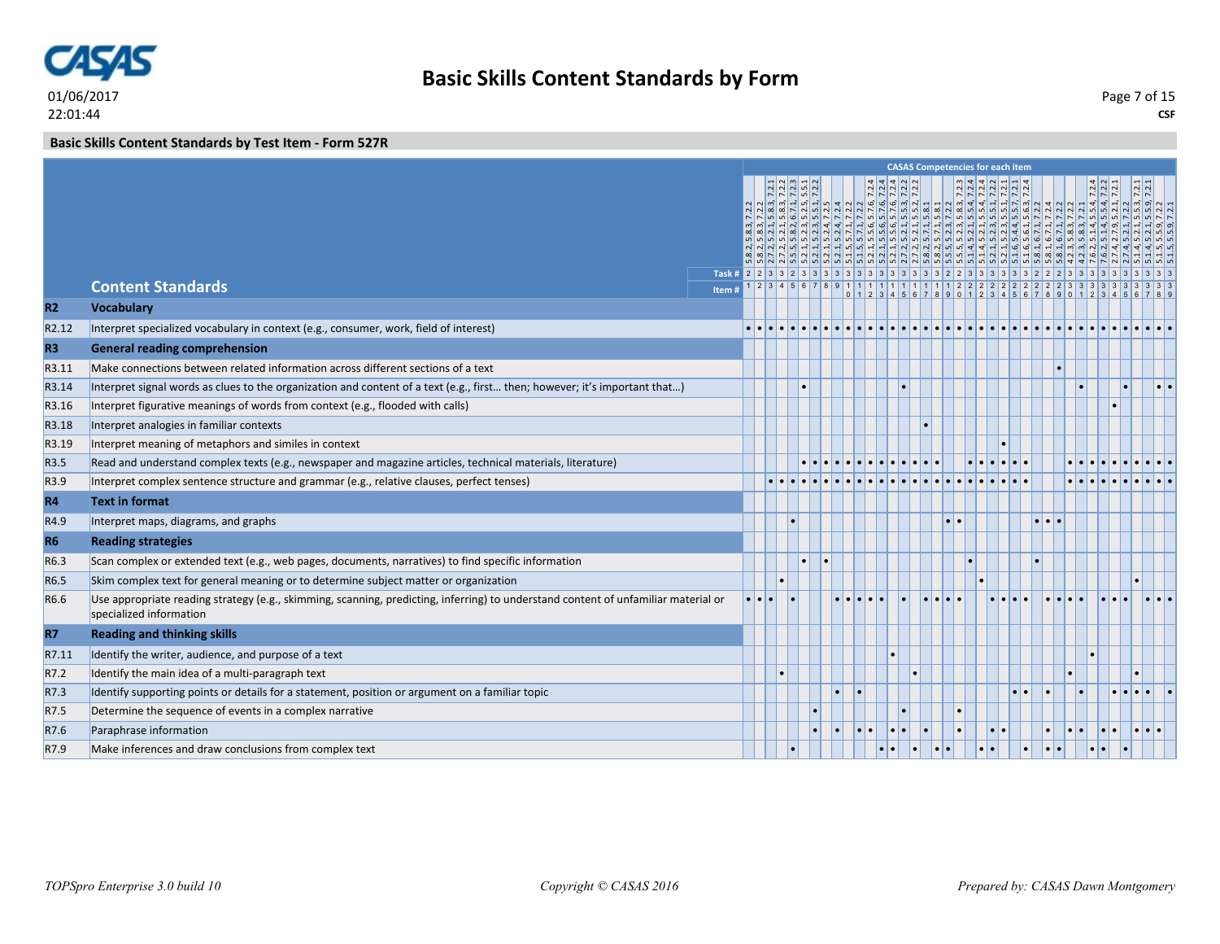**Basic Skills Content Standards by Form**

01/06/2017
22:01:44

CSF

**Basic Skills Content Standards by Test Item - Form 527R**

CASAS Competencies for each item:

| Item # | CASAS Competencies |
|---|---|
| 1 | 5.8.2, 5.8.3, 7.2.2 |
| 2 | 5.8.2, 5.8.3, 7.2.2 |
| 3 | 2.7.2, 5.2.1, 5.8.3, 7.2.1 |
| 4 | 2.7.2, 5.2.1, 5.8.3, 7.2.2 |
| 5 | 5.5.5, 5.8.2, 6.7.1, 7.2.3 |
| 6 | 5.2.1, 5.2.3, 5.2.5, 5.5.1 |
| 7 | 5.2.1, 5.2.3, 5.5.1, 7.2.2 |
| 8 | 5.2.1, 5.2.4, 7.2.5 |
| 9 | 5.2.1, 5.2.4, 7.2.4 |
| 10 | 5.1.5, 5.7.1, 7.2.2 |
| 11 | 5.1.5, 5.7.1, 7.2.2 |
| 12 | 5.2.1, 5.5.6, 5.7.6, 7.2.4 |
| 13 | 5.2.1, 5.5.6, 5.7.6, 7.2.4 |
| 14 | 5.2.1, 5.5.6, 5.7.6, 7.2.4 |
| 15 | 2.7.2, 5.2.1, 5.5.3, 7.2.2 |
| 16 | 2.7.2, 5.2.1, 5.5.2, 7.2.2 |
| 17 | 5.8.2, 5.7.1, 5.8.1 |
| 18 | 5.8.2, 5.7.1, 5.8.1 |
| 19 | 5.5.5, 5.2.3, 7.2.2 |
| 20 | 5.5.5, 5.2.3, 5.8.3, 7.2.3 |
| 21 | 5.1.4, 5.2.1, 5.5.4, 7.2.4 |
| 22 | 5.1.4, 5.2.1, 5.5.4, 7.2.4 |
| 23 | 5.2.1, 5.2.3, 5.5.1, 7.2.2 |
| 24 | 5.2.1, 5.2.3, 5.5.1, 7.2.1 |
| 25 | 5.1.6, 5.4.4, 5.5.7, 7.2.1 |
| 26 | 5.1.6, 5.6.1, 5.6.3, 7.2.4 |
| 27 | 5.8.1, 6.7.1, 7.2.2 |
| 28 | 5.8.1, 6.7.1, 7.2.4 |
| 29 | 5.8.1, 6.7.1, 7.2.2 |
| 30 | 4.2.5, 5.8.3, 7.2.2 |
| 31 | 4.2.5, 5.8.3, 7.2.1 |
| 32 | 7.6.2, 5.1.4, 5.5.4, 7.2.4 |
| 33 | 7.6.2, 5.1.4, 5.5.4, 7.2.2 |
| 34 | 2.7.4, 2.7.9, 5.2.1, 7.2.1 |
| 35 | 2.7.4, 5.2.1, 7.2.2 |
| 36 | 5.1.4, 5.2.1, 5.5.3, 7.2.1 |
| 37 | 5.1.4, 5.2.1, 5.5.9, 7.2.1 |
| 38 | 5.1.5, 5.5.9, 7.2.2 |
| 39 | 5.1.5, 5.5.9, 7.2.1 |

| | Content Standards | 1 | 2 | 3 | 4 | 5 | 6 | 7 | 8 | 9 | 10 | 11 | 12 | 13 | 14 | 15 | 16 | 17 | 18 | 19 | 20 | 21 | 22 | 23 | 24 | 25 | 26 | 27 | 28 | 29 | 30 | 31 | 32 | 33 | 34 | 35 | 36 | 37 | 38 | 39 |
|---|---|---|---|---|---|---|---|---|---|---|---|---|---|---|---|---|---|---|---|---|---|---|---|---|---|---|---|---|---|---|---|---|---|---|---|---|---|---|---|---|
| | Task # | 2 | 2 | 3 | 3 | 2 | 3 | 3 | 3 | 3 | 3 | 3 | 3 | 3 | 3 | 3 | 3 | 3 | 3 | 2 | 2 | 3 | 3 | 3 | 3 | 3 | 3 | 3 | 2 | 2 | 2 | 3 | 3 | 3 | 3 | 3 | 3 | 3 | 3 | 3 |
| **R2** | **Vocabulary** | | | | | | | | | | | | | | | | | | | | | | | | | | | | | | | | | | | | | | | |
| R2.12 | Interpret specialized vocabulary in context (e.g., consumer, work, field of interest) | • | • | • | • | • | • | • | • | • | • | • | • | • | • | • | • | • | • | • | • | • | • | • | • | • | • | • | • | • | • | • | • | • | • | • | • | • | • | • |
| **R3** | **General reading comprehension** | | | | | | | | | | | | | | | | | | | | | | | | | | | | | | | | | | | | | | | |
| R3.11 | Make connections between related information across different sections of a text | | | | | | | | | | | | | | | | | | | | | | | | | | | | | • | | | | | | | | | | |
| R3.14 | Interpret signal words as clues to the organization and content of a text (e.g., first… then; however; it's important that…) | | | | | | • | | | | | | | | | • | | | | | | | | | | | | | | | | • | | | | • | | | • | • |
| R3.16 | Interpret figurative meanings of words from context (e.g., flooded with calls) | | | | | | | | | | | | | | | | | | | | | | | | | | | | | | | | | | • | | | | | |
| R3.18 | Interpret analogies in familiar contexts | | | | | | | | | | | | | | | | | • | | | | | | | | | | | | | | | | | | | | | | |
| R3.19 | Interpret meaning of metaphors and similes in context | | | | | | | | | | | | | | | | | | | | | | | | • | | | | | | | | | | | | | | | |
| R3.5 | Read and understand complex texts (e.g., newspaper and magazine articles, technical materials, literature) | | | | | | • | • | • | • | • | • | • | • | • | • | • | • | • | | | • | • | • | • | • | • | | | | • | • | • | • | • | • | • | • | • | • |
| R3.9 | Interpret complex sentence structure and grammar (e.g., relative clauses, perfect tenses) | | | • | • | • | • | • | • | • | • | • | • | • | • | • | • | • | • | • | • | • | • | • | • | • | • | | | | • | • | • | • | • | • | • | • | • | • |
| **R4** | **Text in format** | | | | | | | | | | | | | | | | | | | | | | | | | | | | | | | | | | | | | | | |
| R4.9 | Interpret maps, diagrams, and graphs | | | | | • | | | | | | | | | | | | | | • | • | | | | | | | • | • | • | | | | | | | | | | |
| **R6** | **Reading strategies** | | | | | | | | | | | | | | | | | | | | | | | | | | | | | | | | | | | | | | | |
| R6.3 | Scan complex or extended text (e.g., web pages, documents, narratives) to find specific information | | | | | | • | | • | | | | | | | | | | | | | • | | | | | | • | | | | | | | | | | | | |
| R6.5 | Skim complex text for general meaning or to determine subject matter or organization | | | | • | | | | | | | | | | | | | | | | | | • | | | | | | | | | | | | | | • | | | |
| R6.6 | Use appropriate reading strategy (e.g., skimming, scanning, predicting, inferring) to understand content of unfamiliar material or specialized information | • | • | • | | • | | | | • | • | • | • | • | | • | | • | • | • | • | | | • | • | • | • | | • | • | • | • | | • | • | • | | • | • | • |
| **R7** | **Reading and thinking skills** | | | | | | | | | | | | | | | | | | | | | | | | | | | | | | | | | | | | | | | |
| R7.11 | Identify the writer, audience, and purpose of a text | | | | | | | | | | | | | | • | | | | | | | | | | | | | | | | | | • | | | | | | | |
| R7.2 | Identify the main idea of a multi-paragraph text | | | | • | | | | | | | | | | | | • | | | | | | | | | | | | | | • | | | | | | • | | | |
| R7.3 | Identify supporting points or details for a statement, position or argument on a familiar topic | | | | | | | | | • | | • | | | | | | | | | | | | | | • | • | | • | | | • | | | • | • | • | • | | • |
| R7.5 | Determine the sequence of events in a complex narrative | | | | | | | • | | | | | | | | • | | | | | • | | | | | | | | | | | | | | | | | | | |
| R7.6 | Paraphrase information | | | | | | | • | | • | | • | • | | • | • | | • | | | • | | | • | • | | | | • | | • | • | | • | • | | • | • | • | |
| R7.9 | Make inferences and draw conclusions from complex text | | | | | • | | | | | | | | • | • | | • | | • | • | | | • | • | | | • | | • | • | | | • | • | | • | | | | |

*TOPSpro Enterprise 3.0 build 10* *Copyright © CASAS 2016* *Prepared by: CASAS Dawn Montgomery*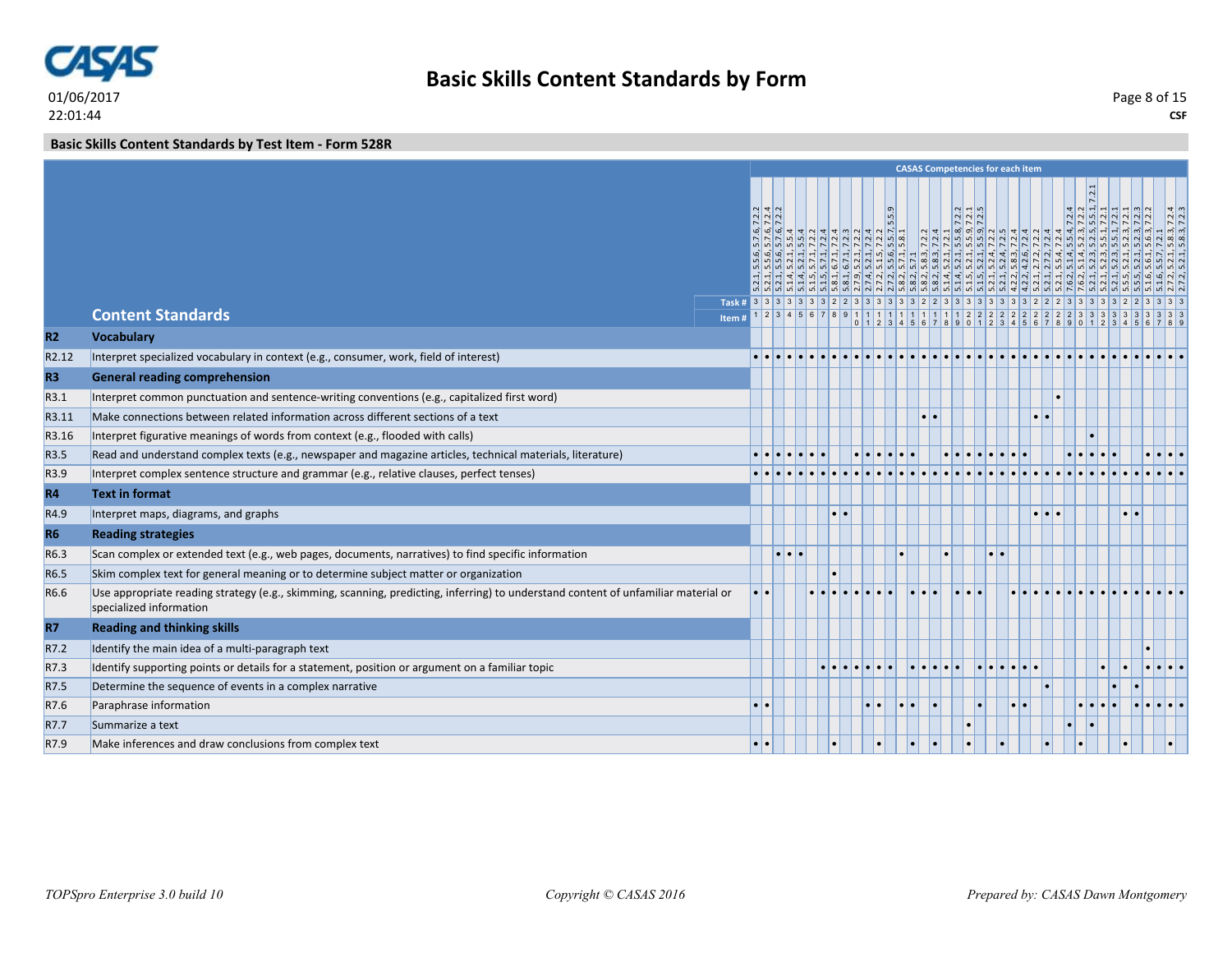**01/06/2017**
**22:01:44**

# Basic Skills Content Standards by Form

## Basic Skills Content Standards by Test Item - Form 528R

CASAS Competencies for each item

| | Content Standards | 1 | 2 | 3 | 4 | 5 | 6 | 7 | 8 | 9 | 10 | 11 | 12 | 13 | 14 | 15 | 16 | 17 | 18 | 19 | 20 | 21 | 22 | 23 | 24 | 25 | 26 | 27 | 28 | 29 | 30 | 31 | 32 | 33 | 34 | 35 | 36 | 37 | 38 | 39 |
|---|---|---|---|---|---|---|---|---|---|---|---|---|---|---|---|---|---|---|---|---|---|---|---|---|---|---|---|---|---|---|---|---|---|---|---|---|---|---|---|---|
| | CASAS Competencies | 5.2.1, 5.5.6, 5.7.6, 7.2.2 | 5.2.1, 5.5.6, 5.7.6, 7.2.4 | 5.2.1, 5.5.6, 5.7.6, 7.2.2 | 5.1.4, 5.2.1, 5.5.4 | 5.1.4, 5.2.1, 5.5.4 | 5.1.5, 5.7.1, 7.2.2 | 5.1.5, 5.7.1, 7.2.4 | 5.8.1, 6.7.1, 7.2.4 | 5.8.1, 6.7.1, 7.2.3 | 2.7.9, 5.2.1, 7.2.2 | 2.7.4, 5.2.1, 7.2.4 | 2.7.2, 5.1.5, 7.2.2 | 2.7.2, 5.5.6, 5.7, 5.5.9 | 5.8.2, 5.7.1, 5.8.1 | 5.8.2, 5.7.1 | 5.8.2, 5.8.3, 7.2.2 | 5.8.2, 5.8.3, 7.2.4 | 5.1.4, 5.2.1, 7.2.1 | 5.1.4, 5.2.1, 5.5.8, 7.2.2 | 5.1.5, 5.2.1, 5.5.9, 7.2.1 | 5.1.5, 5.2.1, 5.5.9, 7.2.5 | 5.2.1, 5.2.4, 7.2.2 | 5.2.1, 5.2.4, 7.2.5 | 4.2.2, 5.8.3, 7.2.4 | 4.2.2, 4.2.6, 7.2.4 | 5.2.1, 2.7.2, 7.2.2 | 5.2.1, 2.7.2, 7.2.4 | 5.2.1, 5.5.4, 7.2.4 | 5.2.1, 5.1.4, 5.5.4, 7.2.4 | 7.6.2, 5.1.4, 5.2.3, 7.2.2 | 5.2.1, 5.2.3, 5.5.1, 7.2.1 | 5.2.1, 5.2.3, 5.5.1, 7.2.1 | 5.2.1, 5.2.3, 5.5.1, 7.2.1 | 5.5.1, 5.2.1, 5.2.3, 7.2.1 | 5.5.5, 5.2.1, 5.2.3, 7.2.3 | 5.1.6, 5.6.1, 5.6.3, 7.2.2 | 5.1.6, 5.5.7, 7.2.1 | 2.7.2, 5.2.1, 5.8.3, 7.2.4 | 2.7.2, 5.2.1, 5.8.3, 7.2.3 |
| | Task # | 3 | 3 | 3 | 3 | 3 | 3 | 3 | 2 | 2 | 3 | 3 | 3 | 3 | 3 | 3 | 2 | 2 | 3 | 3 | 3 | 3 | 3 | 3 | 3 | 3 | 2 | 2 | 2 | 3 | 3 | 3 | 3 | 3 | 2 | 2 | 3 | 3 | 3 | 3 |
| **R2** | **Vocabulary** | | | | | | | | | | | | | | | | | | | | | | | | | | | | | | | | | | | | | | | |
| R2.12 | Interpret specialized vocabulary in context (e.g., consumer, work, field of interest) | • | • | • | • | • | • | • | • | • | • | • | • | • | • | • | • | • | • | • | • | • | • | • | • | • | • | • | • | • | • | • | • | • | • | • | • | • | • | • |
| **R3** | **General reading comprehension** | | | | | | | | | | | | | | | | | | | | | | | | | | | | | | | | | | | | | | | |
| R3.1 | Interpret common punctuation and sentence-writing conventions (e.g., capitalized first word) | | | | | | | | | | | | | | | | | | | | | | | | | | | | • | | | | | | | | | | | |
| R3.11 | Make connections between related information across different sections of a text | | | | | | | | | | | | | | | | • | • | | | | | | | | | • | • | | | | | | | | | | | | |
| R3.16 | Interpret figurative meanings of words from context (e.g., flooded with calls) | | | | | | | | | | | | | | | | | | | | | | | | | | | | | | | • | | | | | | | | |
| R3.5 | Read and understand complex texts (e.g., newspaper and magazine articles, technical materials, literature) | • | • | • | • | • | • | • | | | • | • | • | • | • | • | | | • | • | • | • | • | • | • | • | | | | • | • | • | • | • | | | • | • | • | • |
| R3.9 | Interpret complex sentence structure and grammar (e.g., relative clauses, perfect tenses) | • | • | • | • | • | • | • | • | • | • | • | • | • | • | • | • | • | • | • | • | • | • | • | • | • | • | • | • | • | • | • | • | • | • | • | • | • | • | • |
| **R4** | **Text in format** | | | | | | | | | | | | | | | | | | | | | | | | | | | | | | | | | | | | | | | |
| R4.9 | Interpret maps, diagrams, and graphs | | | | | | | | • | • | | | | | | | | | | | | | | | | | • | • | • | | | | | | • | • | | | | |
| **R6** | **Reading strategies** | | | | | | | | | | | | | | | | | | | | | | | | | | | | | | | | | | | | | | | |
| R6.3 | Scan complex or extended text (e.g., web pages, documents, narratives) to find specific information | | | • | • | • | | | | | | | | | • | | | | • | | | | • | • | | | | | | | | | | | | | | | | |
| R6.5 | Skim complex text for general meaning or to determine subject matter or organization | | | | | | | | • | | | | | | | | | | | | | | | | | | | | | | | | | | | | | | | |
| R6.6 | Use appropriate reading strategy (e.g., skimming, scanning, predicting, inferring) to understand content of unfamiliar material or specialized information | • | • | | | | • | • | • | • | • | • | • | • | | • | • | • | | • | • | • | | | • | • | • | • | • | • | • | • | • | • | • | • | • | • | • | • |
| **R7** | **Reading and thinking skills** | | | | | | | | | | | | | | | | | | | | | | | | | | | | | | | | | | | | | | | |
| R7.2 | Identify the main idea of a multi-paragraph text | | | | | | | | | | | | | | | | | | | | | | | | | | | | | | | | | | | | • | | | |
| R7.3 | Identify supporting points or details for a statement, position or argument on a familiar topic | | | | | | | • | • | • | • | • | • | • | | • | • | • | • | • | | • | • | • | • | • | • | | | | | | • | | • | | • | • | • | • |
| R7.5 | Determine the sequence of events in a complex narrative | | | | | | | | | | | | | | | | | | | | | | | | | | | • | | | | | | • | | • | | | | |
| R7.6 | Paraphrase information | • | • | | | | | | | | | • | • | | • | • | | • | | | | • | | | • | • | | | | | • | • | • | • | | • | • | • | • | • |
| R7.7 | Summarize a text | | | | | | | | | | | | | | | | | | | | • | | | | | | | | | • | | • | | | | | | | | |
| R7.9 | Make inferences and draw conclusions from complex text | • | • | | | | | | • | | | | • | | | • | | • | | | • | | | • | | | | • | | | • | | | | • | | | | • | |

*TOPSpro Enterprise 3.0 build 10* | *Copyright © CASAS 2016* | *Prepared by: CASAS Dawn Montgomery*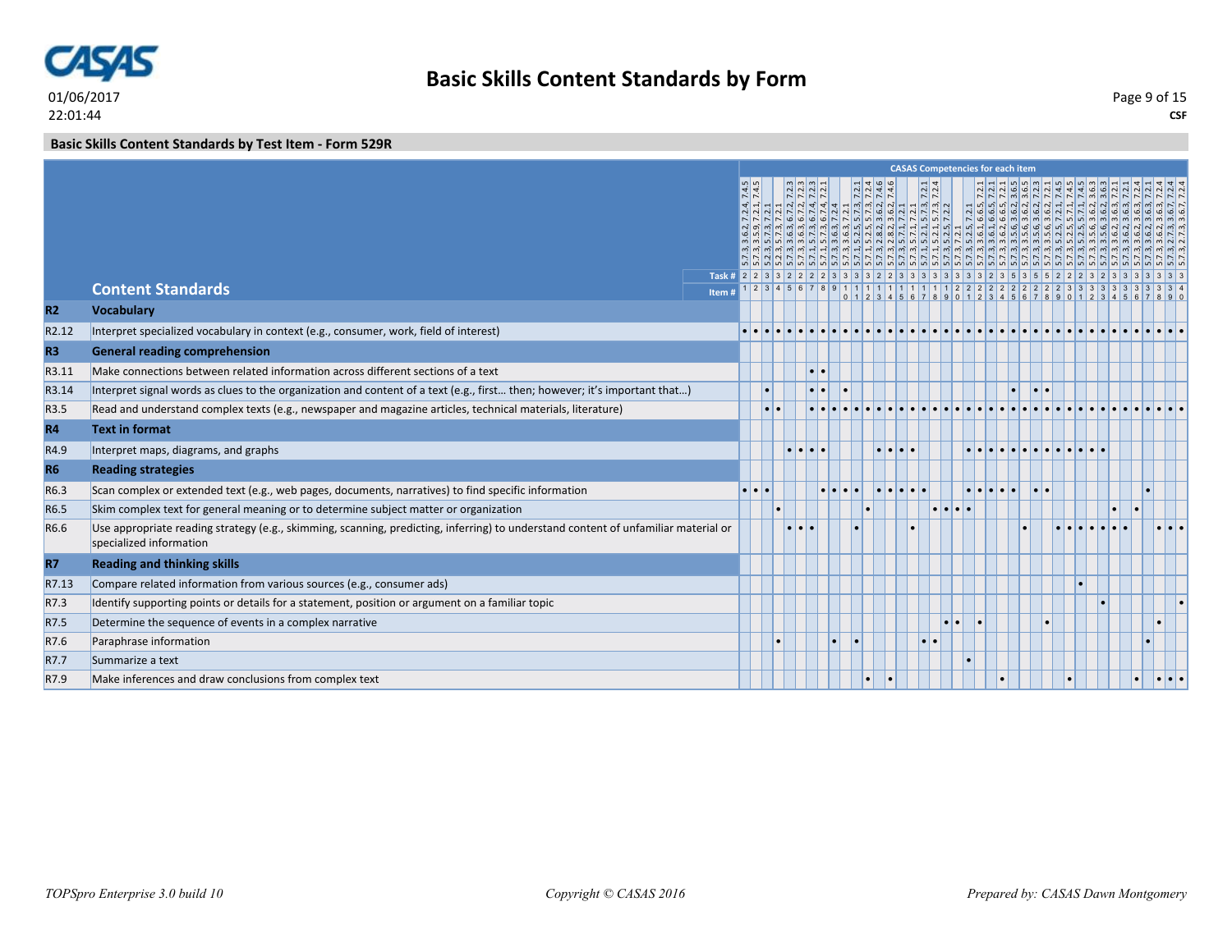# Basic Skills Content Standards by Form

01/06/2017
22:01:44

CSF

## Basic Skills Content Standards by Test Item - Form 529R

| | Content Standards | 1 | 2 | 3 | 4 | 5 | 6 | 7 | 8 | 9 | 10 | 11 | 12 | 13 | 14 | 15 | 16 | 17 | 18 | 19 | 20 | 21 | 22 | 23 | 24 | 25 | 26 | 27 | 28 | 29 | 30 | 31 | 32 | 33 | 34 | 35 | 36 | 37 | 38 | 39 | 40 |
|---|---|---|---|---|---|---|---|---|---|---|---|---|---|---|---|---|---|---|---|---|---|---|---|---|---|---|---|---|---|---|---|---|---|---|---|---|---|---|---|---|---|
| | CASAS Competencies for each item | 5.7.3, 3.6.2, 7.2.4, 7.4.5 | 5.7.3, 3.5.9, 7.2.1, 7.4.5 | 5.2.3, 5.7.3, 7.2.1 | 5.2.3, 5.7.3, 7.2.1 | 5.7.3, 3.6.3, 6.7.2, 7.2.3 | 5.7.3, 3.6.3, 6.7.2, 7.2.3 | 5.7.1, 5.7.3, 6.7.4, 7.2.3 | 5.7.1, 5.7.3, 6.7.4, 7.2.1 | 5.7.3, 3.6.3, 7.2.4 | 5.7.3, 3.6.3, 7.2.1 | 5.7.1, 5.2.5, 5.7.3, 7.2.1 | 5.7.1, 5.2.5, 5.7.3, 7.2.4 | 5.7.3, 2.8.2, 3.6.2, 7.4.6 | 5.7.3, 2.8.2, 3.6.2, 7.4.6 | 5.7.3, 5.7.1, 7.2.1 | 5.7.3, 5.7.1, 7.2.1 | 5.7.1, 5.2.1, 5.7.3, 7.2.1 | 5.7.1, 5.2.1, 5.7.3, 7.2.4 | 5.7.3, 5.2.5, 7.2.2 | 5.7.3, 7.2.1 | 5.7.3, 5.2.5, 7.2.1 | 5.7.3, 3.6.1, 6.6.5, 7.2.1 | 5.7.3, 3.6.1, 6.6.5, 7.2.1 | 5.7.3, 3.6.2, 6.6.5, 7.2.1 | 5.7.3, 3.5.6, 3.6.2, 3.6.5 | 5.7.3, 3.5.6, 3.6.2, 3.6.5 | 5.7.3, 3.5.6, 3.6.2, 7.2.3 | 5.7.3, 3.5.6, 3.6.2, 7.2.1 | 5.7.3, 5.2.5, 7.2.1, 7.4.5 | 5.7.3, 5.2.5, 7.2.1, 7.4.5 | 5.7.3, 5.2.5, 7.2.1, 7.4.5 | 5.7.3, 3.5.6, 3.6.2, 3.6.3 | 5.7.3, 3.5.6, 3.6.2, 3.6.3 | 5.7.3, 3.6.2, 3.6.3, 7.2.1 | 5.7.3, 3.6.2, 3.6.3, 7.2.1 | 5.7.3, 3.6.2, 3.6.3, 7.2.4 | 5.7.3, 3.6.2, 3.6.3, 7.2.4 | 5.7.3, 2.7.3, 3.6.7, 7.2.4 | 5.7.3, 2.7.3, 3.6.7, 7.2.4 | 5.7.3, 2.7.3, 3.6.7, 7.2.4 |
| | Task # | 2 | 2 | 3 | 3 | 2 | 2 | 2 | 2 | 2 | 3 | 3 | 3 | 3 | 2 | 2 | 3 | 3 | 3 | 3 | 3 | 3 | 3 | 3 | 2 | 3 | 5 | 3 | 5 | 5 | 2 | 2 | 2 | 3 | 2 | 3 | 3 | 3 | 3 | 3 | 3 |
| **R2** | **Vocabulary** | | | | | | | | | | | | | | | | | | | | | | | | | | | | | | | | | | | | | | | | |
| R2.12 | Interpret specialized vocabulary in context (e.g., consumer, work, field of interest) | • | • | • | • | • | • | • | • | • | • | • | • | • | • | • | • | • | • | • | • | • | • | • | • | • | • | • | • | • | • | • | • | • | • | • | • | • | • | • | • |
| **R3** | **General reading comprehension** | | | | | | | | | | | | | | | | | | | | | | | | | | | | | | | | | | | | | | | | |
| R3.11 | Make connections between related information across different sections of a text | | | | | | | • | • | | | | | | | | | | | | | | | | | | | | | | | | | | | | | | | | |
| R3.14 | Interpret signal words as clues to the organization and content of a text (e.g., first… then; however; it's important that…) | | | • | | | | • | • | | • | | | | | | | | | | | | | | | • | | • | • | | | | | | | | | | | | |
| R3.5 | Read and understand complex texts (e.g., newspaper and magazine articles, technical materials, literature) | | | • | • | | | • | • | • | • | • | • | • | • | • | • | • | • | • | • | • | • | • | • | • | • | • | • | • | • | • | • | • | • | • | • | • | • | • | • |
| **R4** | **Text in format** | | | | | | | | | | | | | | | | | | | | | | | | | | | | | | | | | | | | | | | | |
| R4.9 | Interpret maps, diagrams, and graphs | | | | | • | • | • | • | | | | | • | • | • | • | | | | | • | • | • | • | • | • | • | • | • | • | • | • | • | | | | | | | |
| **R6** | **Reading strategies** | | | | | | | | | | | | | | | | | | | | | | | | | | | | | | | | | | | | | | | | |
| R6.3 | Scan complex or extended text (e.g., web pages, documents, narratives) to find specific information | • | • | • | | | | | • | • | • | • | | • | • | • | • | • | | | | • | • | • | • | • | | • | • | | | | | | | | | • | | | |
| R6.5 | Skim complex text for general meaning or to determine subject matter or organization | | | | • | | | | | | | | • | | | | | | • | • | • | • | | | | | | | | | | | | | • | | • | | | | |
| R6.6 | Use appropriate reading strategy (e.g., skimming, scanning, predicting, inferring) to understand content of unfamiliar material or specialized information | | | | | • | • | • | | | | • | | | | | • | | | | | | | | | | • | | | • | • | • | • | • | • | • | | | • | • | • |
| **R7** | **Reading and thinking skills** | | | | | | | | | | | | | | | | | | | | | | | | | | | | | | | | | | | | | | | | |
| R7.13 | Compare related information from various sources (e.g., consumer ads) | | | | | | | | | | | | | | | | | | | | | | | | | | | | | | | • | | | | | | | | | |
| R7.3 | Identify supporting points or details for a statement, position or argument on a familiar topic | | | | | | | | | | | | | | | | | | | | | | | | | | | | | | | | | • | | | | | | | • |
| R7.5 | Determine the sequence of events in a complex narrative | | | | | | | | | | | | | | | | | | | • | • | | • | | | | | | • | | | | | | | | | | • | | |
| R7.6 | Paraphrase information | | | | • | | | | | • | | • | | | | | | • | • | | | | | | | | | | | | | | | | | | | • | | | |
| R7.7 | Summarize a text | | | | | | | | | | | | | | | | | | | | | • | | | | | | | | | | | | | | | | | | | |
| R7.9 | Make inferences and draw conclusions from complex text | | | | | | | | | | | | • | | • | | | | | | | | | | • | | | | | | • | | | | | | • | | • | • | • |

*TOPSpro Enterprise 3.0 build 10*

*Copyright © CASAS 2016*

*Prepared by: CASAS Dawn Montgomery*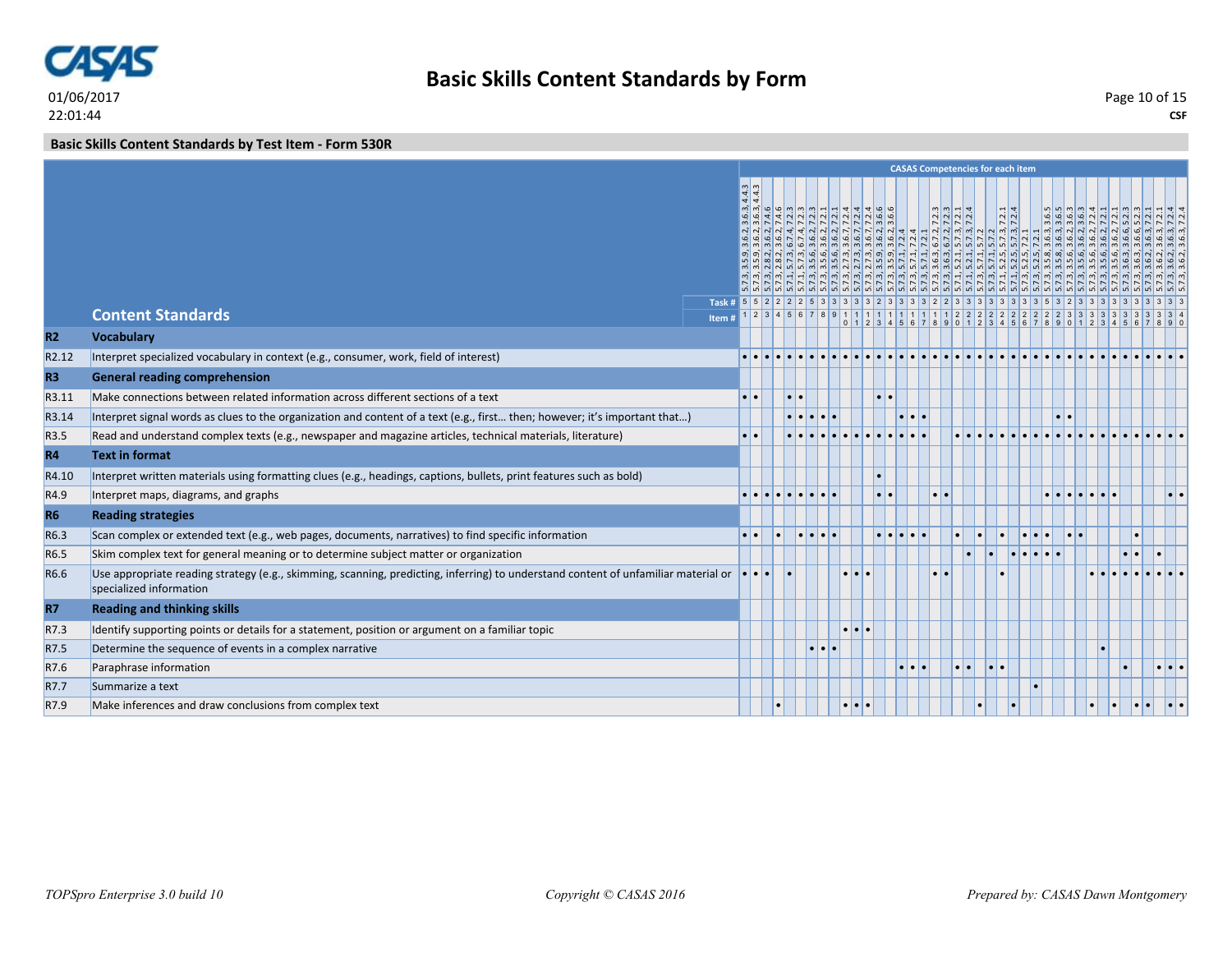## Basic Skills Content Standards by Form

### Basic Skills Content Standards by Test Item - Form 530R

**CASAS Competencies for each item**

| | Content Standards | 1 | 2 | 3 | 4 | 5 | 6 | 7 | 8 | 9 | 10 | 11 | 12 | 13 | 14 | 15 | 16 | 17 | 18 | 19 | 20 | 21 | 22 | 23 | 24 | 25 | 26 | 27 | 28 | 29 | 30 | 31 | 32 | 33 | 34 | 35 | 36 | 37 | 38 | 39 | 40 |
|---|---|---|---|---|---|---|---|---|---|---|---|---|---|---|---|---|---|---|---|---|---|---|---|---|---|---|---|---|---|---|---|---|---|---|---|---|---|---|---|---|---|
| | CASAS Competencies | 5.7.3, 3.5.9, 3.6.2, 3.6.3, 4.4.3 | 5.7.3, 3.5.9, 3.6.2, 3.6.3, 4.4.3 | 5.7.3, 2.8.2, 3.6.2, 7.4.6 | 5.7.3, 2.8.2, 3.6.2, 7.4.6 | 5.7.1, 5.7.3, 6.7.4, 7.2.3 | 5.7.1, 5.7.3, 6.7.4, 7.2.3 | 5.7.3, 3.5.6, 3.6.2, 7.2.3 | 5.7.3, 3.5.6, 3.6.2, 7.2.1 | 5.7.3, 3.5.6, 3.6.2, 7.2.1 | 5.7.3, 2.7.3, 3.6.7, 7.2.4 | 5.7.3, 2.7.3, 3.6.7, 7.2.4 | 5.7.3, 2.7.3, 3.6.7, 7.2.4 | 5.7.3, 3.5.9, 3.6.2, 3.6.6 | 5.7.3, 3.5.9, 3.6.2, 3.6.6 | 5.7.3, 5.7.1, 7.2.4 | 5.7.3, 5.7.1, 7.2.4 | 5.7.3, 5.7.1, 7.2.1 | 5.7.3, 3.6.3, 6.7.2, 7.2.3 | 5.7.3, 3.6.3, 6.7.2, 7.2.3 | 5.7.1, 5.2.1, 5.7.3, 7.2.1 | 5.7.1, 5.2.1, 5.7.3, 7.2.4 | 5.7.3, 5.7.1, 5.7.2 | 5.7.3, 5.7.1, 5.7.2 | 5.7.1, 5.2.5, 5.7.3, 7.2.1 | 5.7.1, 5.2.5, 5.7.3, 7.2.4 | 5.7.3, 5.2.5, 7.2.1 | 5.7.3, 5.2.5, 7.2.1 | 5.7.3, 3.5.8, 3.6.3, 3.6.5 | 5.7.3, 3.5.8, 3.6.3, 3.6.5 | 5.7.3, 3.5.6, 3.6.2, 3.6.3 | 5.7.3, 3.5.6, 3.6.2, 7.2.4 | 5.7.3, 3.5.6, 3.6.2, 7.2.1 | 5.7.3, 3.5.6, 3.6.2, 7.2.1 | 5.7.3, 3.6.3, 3.6.6, 5.2.3 | 5.7.3, 3.6.3, 3.6.6, 5.2.3 | 5.7.3, 3.6.2, 3.6.3, 7.2.1 | 5.7.3, 3.6.2, 3.6.3, 7.2.1 | 5.7.3, 3.6.2, 3.6.3, 7.2.4 | 5.7.3, 3.6.2, 3.6.3, 7.2.4 | 5.7.3, 3.6.2, 3.6.3, 7.2.4 |
| | Task # | 5 | 5 | 2 | 2 | 2 | 2 | 5 | 3 | 3 | 3 | 3 | 3 | 2 | 3 | 3 | 3 | 3 | 2 | 2 | 3 | 3 | 3 | 3 | 3 | 3 | 3 | 3 | 5 | 3 | 2 | 3 | 3 | 3 | 3 | 3 | 3 | 3 | 3 | 3 | 3 |
| **R2** | **Vocabulary** | | | | | | | | | | | | | | | | | | | | | | | | | | | | | | | | | | | | | | | | |
| R2.12 | Interpret specialized vocabulary in context (e.g., consumer, work, field of interest) | • | • | • | • | • | • | • | • | • | • | • | • | • | • | • | • | • | • | • | • | • | • | • | • | • | • | • | • | • | • | • | • | • | • | • | • | • | • | • | • |
| **R3** | **General reading comprehension** | | | | | | | | | | | | | | | | | | | | | | | | | | | | | | | | | | | | | | | | |
| R3.11 | Make connections between related information across different sections of a text | • | • | | | • | • | | | | | | | • | • | | | | | | | | | | | | | | | | | | | | | | | | | | |
| R3.14 | Interpret signal words as clues to the organization and content of a text (e.g., first… then; however; it's important that…) | | | | | • | • | • | • | • | | | | | | • | • | • | | | | | | | | | | | | • | • | | | | | | | | | | |
| R3.5 | Read and understand complex texts (e.g., newspaper and magazine articles, technical materials, literature) | • | • | | | • | • | • | • | • | • | • | • | • | • | • | • | • | | | • | • | • | • | • | • | • | • | • | • | • | • | • | • | • | • | • | • | • | • | • |
| **R4** | **Text in format** | | | | | | | | | | | | | | | | | | | | | | | | | | | | | | | | | | | | | | | | |
| R4.10 | Interpret written materials using formatting clues (e.g., headings, captions, bullets, print features such as bold) | | | | | | | | | | | | | • | | | | | | | | | | | | | | | | | | | | | | | | | | | |
| R4.9 | Interpret maps, diagrams, and graphs | • | • | • | • | • | • | • | • | • | | | | • | • | | | | • | • | | | | | | | | | • | • | • | • | • | • | • | | | | | • | • |
| **R6** | **Reading strategies** | | | | | | | | | | | | | | | | | | | | | | | | | | | | | | | | | | | | | | | | |
| R6.3 | Scan complex or extended text (e.g., web pages, documents, narratives) to find specific information | • | • | | • | | • | • | • | • | | | | • | • | • | • | • | | | • | | • | | • | | • | • | • | | • | • | | | | | • | | | | |
| R6.5 | Skim complex text for general meaning or to determine subject matter or organization | | | | | | | | | | | | | | | | | | | | | • | | • | | • | • | • | • | • | | | | | | • | • | | • | | |
| R6.6 | Use appropriate reading strategy (e.g., skimming, scanning, predicting, inferring) to understand content of unfamiliar material or specialized information | • | • | • | | • | | | | | • | • | • | | | | | | • | • | | | | | • | | | | | | | | • | • | • | • | • | • | • | • | • |
| **R7** | **Reading and thinking skills** | | | | | | | | | | | | | | | | | | | | | | | | | | | | | | | | | | | | | | | | |
| R7.3 | Identify supporting points or details for a statement, position or argument on a familiar topic | | | | | | | | | | • | • | • | | | | | | | | | | | | | | | | | | | | | | | | | | | | |
| R7.5 | Determine the sequence of events in a complex narrative | | | | | | | • | • | • | | | | | | | | | | | | | | | | | | | | | | | | • | | | | | | | |
| R7.6 | Paraphrase information | | | | | | | | | | | | | | | • | • | • | | | • | • | | • | • | | | | | | | | | | | • | | | • | • | • |
| R7.7 | Summarize a text | | | | | | | | | | | | | | | | | | | | | | | | | | | • | | | | | | | | | | | | | |
| R7.9 | Make inferences and draw conclusions from complex text | | | | • | | | | | | • | • | • | | | | | | | | | | • | | | • | | | | | | | • | | • | | • | • | | • | • |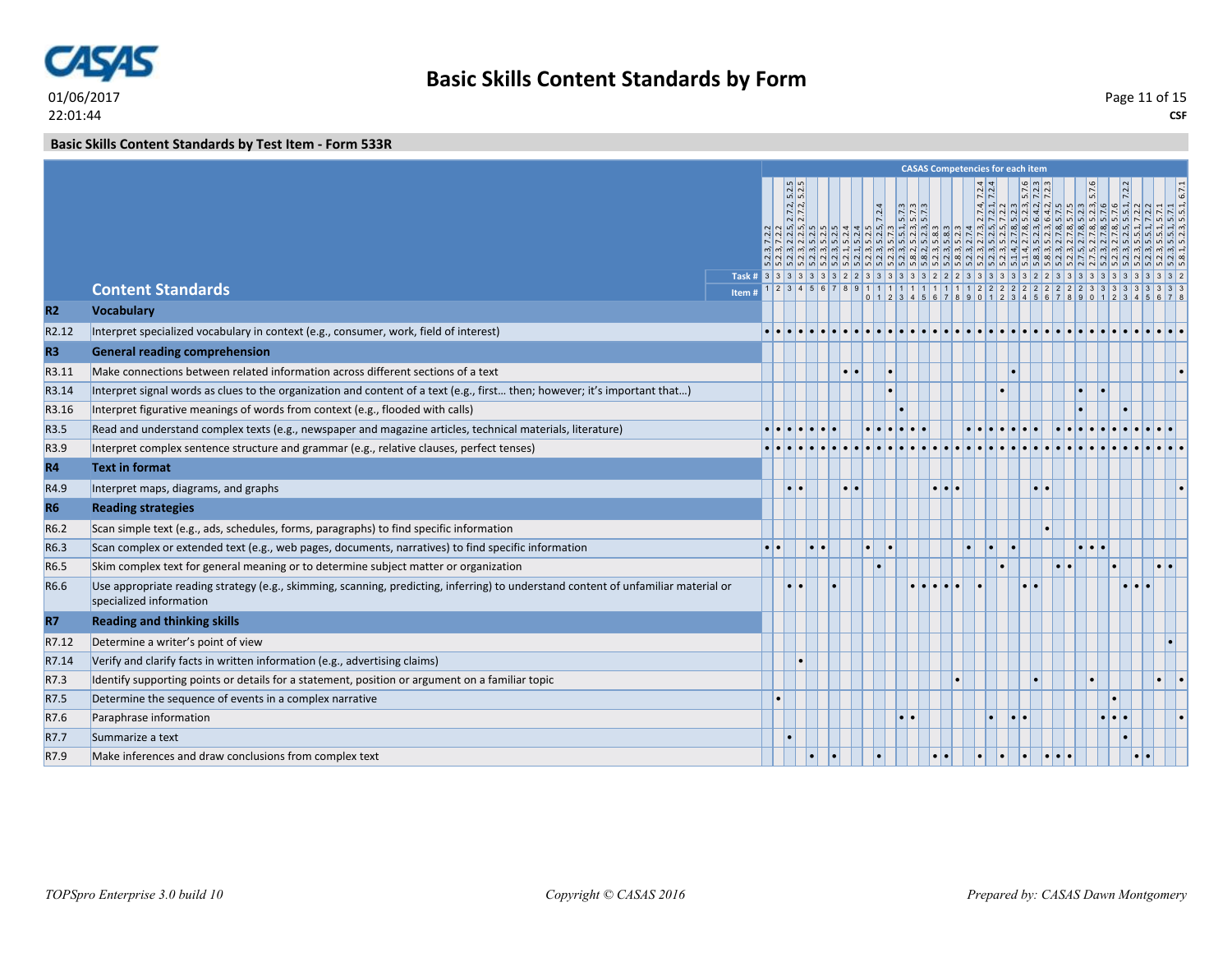# Basic Skills Content Standards by Form

01/06/2017
22:01:44

CSF

## Basic Skills Content Standards by Test Item - Form 533R

| | Content Standards | 1 | 2 | 3 | 4 | 5 | 6 | 7 | 8 | 9 | 10 | 11 | 12 | 13 | 14 | 15 | 16 | 17 | 18 | 19 | 20 | 21 | 22 | 23 | 24 | 25 | 26 | 27 | 28 | 29 | 30 | 31 | 32 | 33 | 34 | 35 | 36 | 37 | 38 |
|---|---|---|---|---|---|---|---|---|---|---|---|---|---|---|---|---|---|---|---|---|---|---|---|---|---|---|---|---|---|---|---|---|---|---|---|---|---|---|---|
| | CASAS Competencies for each item | 5.2.3, 7.2.2 | 5.2.3, 7.2.2 | 5.2.3, 2.2.5, 2.7.2, 5.2.5 | 5.2.3, 2.2.5, 2.7.2, 5.2.5 | 5.2.3, 5.2.5 | 5.2.3, 5.2.5 | 5.2.3, 5.2.5 | 5.2.1, 5.2.4 | 5.2.1, 5.2.4 | 5.2.3, 5.2.5 | 5.2.3, 5.2.5, 7.2.4 | 5.2.3, 5.7.3 | 5.2.3, 5.5.1, 5.7.3 | 5.8.2, 5.2.3, 5.7.3 | 5.8.2, 5.2.3, 5.7.3 | 5.2.3, 5.8.3 | 5.2.3, 5.8.3 | 5.8.3, 5.2.3 | 5.2.3, 2.7.4 | 5.2.3, 2.7.3, 2.7.4, 7.2.4 | 5.2.3, 5.2.5, 7.2.1, 7.2.4 | 5.2.3, 5.2.5, 7.2.2 | 5.1.4, 2.7.8, 5.2.3 | 5.1.4, 2.7.8, 5.2.3, 5.7.6 | 5.8.3, 5.2.3, 6.4.2, 7.2.3 | 5.8.3, 5.2.3, 6.4.2, 7.2.3 | 5.2.3, 2.7.8, 5.7.5 | 5.2.3, 2.7.8, 5.7.5 | 5.2.3, 2.7.8, 5.2.3 | 2.7.5, 2.7.8, 5.2.3, 5.7.6 | 5.2.3, 2.7.8, 5.7.6 | 5.2.3, 2.7.8, 5.7.6 | 5.2.3, 5.2.5, 5.5.1, 7.2.2 | 5.2.3, 5.5.1, 7.2.2 | 5.2.3, 5.5.1, 7.2.2 | 5.2.3, 5.5.1, 5.7.1 | 5.2.3, 5.5.1, 5.7.1 | 5.8.1, 5.2.3, 5.5.1, 6.7.1 |
| | Task # | 3 | 3 | 3 | 3 | 3 | 3 | 3 | 2 | 2 | 3 | 3 | 3 | 3 | 3 | 3 | 3 | 2 | 2 | 2 | 3 | 3 | 3 | 3 | 3 | 3 | 2 | 2 | 3 | 3 | 3 | 3 | 3 | 3 | 3 | 3 | 3 | 3 | 2 |
| **R2** | **Vocabulary** | | | | | | | | | | | | | | | | | | | | | | | | | | | | | | | | | | | | | | |
| R2.12 | Interpret specialized vocabulary in context (e.g., consumer, work, field of interest) | • | • | • | • | • | • | • | • | • | • | • | • | • | • | • | • | • | • | • | • | • | • | • | • | • | • | • | • | • | • | • | • | • | • | • | • | • | • |
| **R3** | **General reading comprehension** | | | | | | | | | | | | | | | | | | | | | | | | | | | | | | | | | | | | | | |
| R3.11 | Make connections between related information across different sections of a text | | | | | | | | • | • | | | • | | | | | | | | | | | • | | | | | | | | | | | | | | | • |
| R3.14 | Interpret signal words as clues to the organization and content of a text (e.g., first… then; however; it's important that…) | | | | | | | | | | | | • | | | | | | | | | | • | | | | | | | • | | • | | | | | | | |
| R3.16 | Interpret figurative meanings of words from context (e.g., flooded with calls) | | | | | | | | | | | | | • | | | | | | | | | | | | | | | | • | | | | • | | | | | |
| R3.5 | Read and understand complex texts (e.g., newspaper and magazine articles, technical materials, literature) | • | • | • | • | • | • | • | | | • | • | • | • | • | • | | | | • | • | • | • | • | • | • | | • | • | • | • | • | • | • | • | • | • | • | |
| R3.9 | Interpret complex sentence structure and grammar (e.g., relative clauses, perfect tenses) | • | • | • | • | • | • | • | • | • | • | • | • | • | • | • | • | • | • | • | • | • | • | • | • | • | • | • | • | • | • | • | • | • | • | • | • | • | • |
| **R4** | **Text in format** | | | | | | | | | | | | | | | | | | | | | | | | | | | | | | | | | | | | | | |
| R4.9 | Interpret maps, diagrams, and graphs | | | • | • | | | | • | • | | | | | | | • | • | • | | | | | | | • | • | | | | | | | | | | | | • |
| **R6** | **Reading strategies** | | | | | | | | | | | | | | | | | | | | | | | | | | | | | | | | | | | | | | |
| R6.2 | Scan simple text (e.g., ads, schedules, forms, paragraphs) to find specific information | | | | | | | | | | | | | | | | | | | | | | | | | | • | | | | | | | | | | | | |
| R6.3 | Scan complex or extended text (e.g., web pages, documents, narratives) to find specific information | • | • | | | • | • | | | | • | | • | | | | | | | • | | • | | • | | | | | | • | • | • | | | | | | | |
| R6.5 | Skim complex text for general meaning or to determine subject matter or organization | | | | | | | | | | | • | | | | | | | | | | | • | | | | | • | • | | | | • | | | | • | • | |
| R6.6 | Use appropriate reading strategy (e.g., skimming, scanning, predicting, inferring) to understand content of unfamiliar material or specialized information | | | • | • | | | • | | | | | | | • | • | • | • | • | | • | | | | • | • | | | | | | | | • | • | • | | | |
| **R7** | **Reading and thinking skills** | | | | | | | | | | | | | | | | | | | | | | | | | | | | | | | | | | | | | | |
| R7.12 | Determine a writer's point of view | | | | | | | | | | | | | | | | | | | | | | | | | | | | | | | | | | | | | • | |
| R7.14 | Verify and clarify facts in written information (e.g., advertising claims) | | | | • | | | | | | | | | | | | | | | | | | | | | | | | | | | | | | | | | | |
| R7.3 | Identify supporting points or details for a statement, position or argument on a familiar topic | | | | | | | | | | | | | | | | | | • | | | | | | | • | | | | | • | | | | | | • | | • |
| R7.5 | Determine the sequence of events in a complex narrative | | • | | | | | | | | | | | | | | | | | | | | | | | | | | | | | | • | | | | | | |
| R7.6 | Paraphrase information | | | | | | | | | | | | | • | • | | | | | | | • | | • | • | | | | | | | • | • | • | | | | | • |
| R7.7 | Summarize a text | | | • | | | | | | | | | | | | | | | | | | | | | | | | | | | | | | • | | | | | |
| R7.9 | Make inferences and draw conclusions from complex text | | | | | • | | • | | | | • | | | | | • | • | | | • | | • | | • | | • | • | • | | | | | | • | • | | | |

*TOPSpro Enterprise 3.0 build 10* — *Copyright © CASAS 2016* — *Prepared by: CASAS Dawn Montgomery*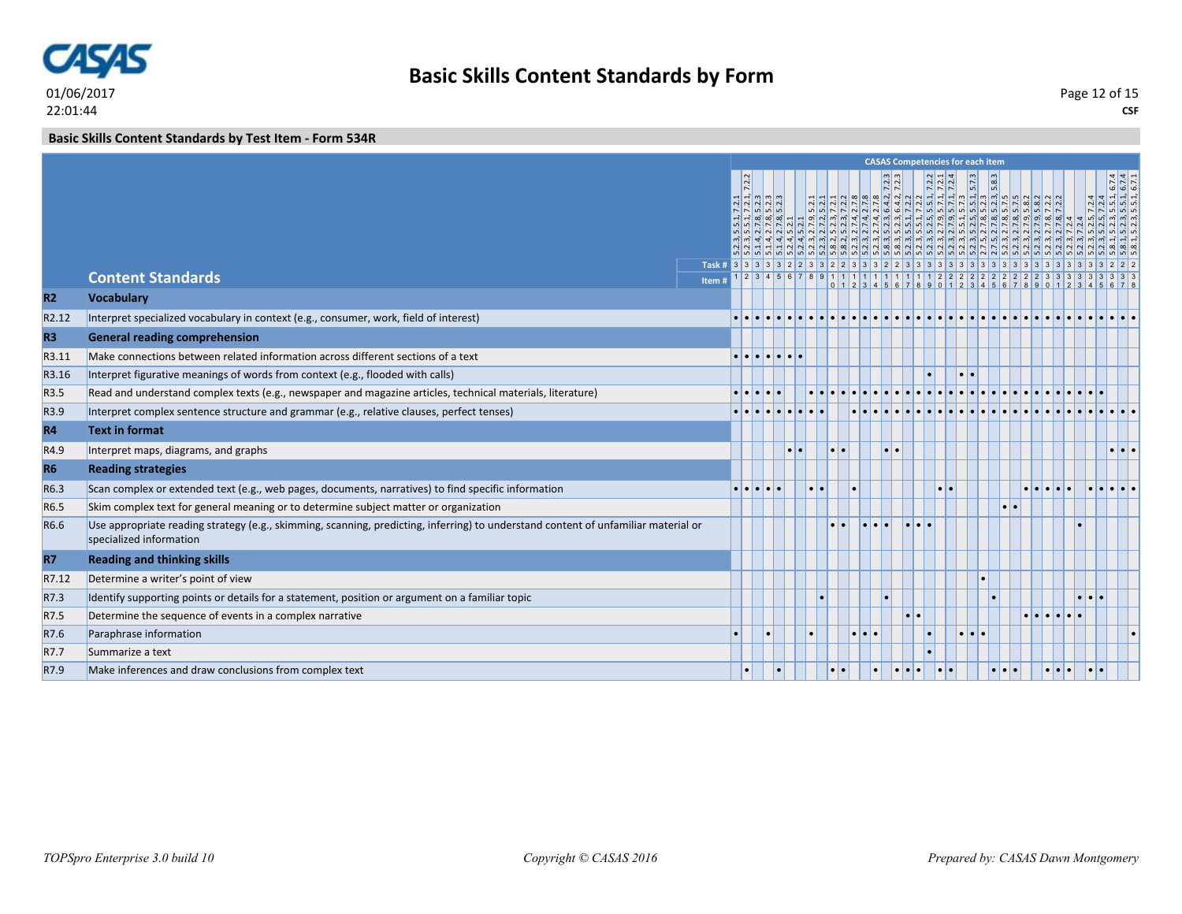# Basic Skills Content Standards by Form

01/06/2017
22:01:44

CSF

## Basic Skills Content Standards by Test Item - Form 534R

CASAS Competencies for each item

| | Content Standards | 1 | 2 | 3 | 4 | 5 | 6 | 7 | 8 | 9 | 10 | 11 | 12 | 13 | 14 | 15 | 16 | 17 | 18 | 19 | 20 | 21 | 22 | 23 | 24 | 25 | 26 | 27 | 28 | 29 | 30 | 31 | 32 | 33 | 34 | 35 | 36 | 37 | 38 |
|---|---|---|---|---|---|---|---|---|---|---|---|---|---|---|---|---|---|---|---|---|---|---|---|---|---|---|---|---|---|---|---|---|---|---|---|---|---|---|---|
| | CASAS Competencies | 5.2.3, 5.5.1, 7.2.1 | 5.2.3, 5.5.1, 7.2.1, 7.2.2 | 5.1.4, 2.7.8, 5.2.3 | 5.1.4, 2.7.8, 5.2.3 | 5.1.4, 2.7.8, 5.2.3 | 5.2.4, 5.2.1 | 5.2.4, 5.2.1 | 5.2.3, 2.7.9, 5.2.1 | 5.2.3, 7.2, 5.2.1 | 5.8.2, 5.2.3, 7.2.1 | 5.8.2, 5.2.3, 7.2.2 | 5.2.3, 2.7.4, 2.7.8 | 5.2.3, 2.7.4, 2.7.8 | 5.8.3, 5.2.3, 6.4.2, 7.2.3 | 5.8.3, 5.2.3, 6.4.2, 7.2.3 | 5.2.3, 5.5.1, 7.2.2 | 5.2.3, 5.5.1, 7.2.2 | 5.2.3, 5.2.5, 5.5.1, 7.2.2 | 5.2.3, 2.7.9, 5.7.1, 7.2.1 | 5.2.3, 2.7.9, 5.7.1, 7.2.4 | 5.2.3, 5.5.1, 5.7.3 | 5.2.3, 5.5.1, 5.7.3 | 5.2.3, 5.2.5, 5.5.1, 5.7.3 | 2.7.5, 2.7.8, 5.2.3 | 2.7.5, 2.7.8, 5.2.3, 5.8.3 | 5.2.3, 2.7.8, 5.7.5 | 5.2.3, 2.7.8, 5.7.5 | 5.2.3, 2.7.9, 5.8.2 | 5.2.3, 2.7.9, 5.8.2 | 5.2.3, 2.7.8, 7.2.2 | 5.2.3, 2.7.8, 7.2.2 | 5.2.3, 7.2.4 | 5.2.3, 7.2.4 | 5.2.3, 5.2.5, 7.2.4 | 5.2.3, 5.2.5, 7.2.4 | 5.8.1, 5.2.3, 5.5.1, 6.7.4 | 5.8.1, 5.2.3, 5.5.1, 6.7.4 | 5.8.1, 5.2.3, 5.5.1, 6.7.1 |
| | Task # | 3 | 3 | 3 | 3 | 3 | 2 | 2 | 3 | 3 | 2 | 2 | 3 | 3 | 2 | 2 | 3 | 3 | 3 | 3 | 3 | 3 | 3 | 3 | 3 | 3 | 3 | 3 | 3 | 3 | 3 | 3 | 3 | 3 | 3 | 3 | 2 | 2 | 2 |
| **R2** | **Vocabulary** | | | | | | | | | | | | | | | | | | | | | | | | | | | | | | | | | | | | | | |
| R2.12 | Interpret specialized vocabulary in context (e.g., consumer, work, field of interest) | • | • | • | • | • | • | • | • | • | • | • | • | • | • | • | • | • | • | • | • | • | • | • | • | • | • | • | • | • | • | • | • | • | • | • | • | • | • |
| **R3** | **General reading comprehension** | | | | | | | | | | | | | | | | | | | | | | | | | | | | | | | | | | | | | | |
| R3.11 | Make connections between related information across different sections of a text | • | • | • | • | • | • | • | | | | | | | | | | | | | | | | | | | | | | | | | | | | | | | |
| R3.16 | Interpret figurative meanings of words from context (e.g., flooded with calls) | | | | | | | | | | | | | | | | | | | • | | | • | • | | | | | | | | | | | | | | | |
| R3.5 | Read and understand complex texts (e.g., newspaper and magazine articles, technical materials, literature) | • | • | • | • | • | | | • | • | • | • | • | • | • | • | • | • | • | • | • | • | • | • | • | • | • | • | • | • | • | • | • | • | • | • | | | |
| R3.9 | Interpret complex sentence structure and grammar (e.g., relative clauses, perfect tenses) | • | • | • | • | • | • | • | • | • | | | • | • | • | • | • | • | • | • | • | • | • | • | • | • | • | • | • | • | • | • | • | • | • | • | • | • | • |
| **R4** | **Text in format** | | | | | | | | | | | | | | | | | | | | | | | | | | | | | | | | | | | | | | |
| R4.9 | Interpret maps, diagrams, and graphs | | | | | | • | • | | | • | • | | | | • | • | | | | | | | | | | | | | | | | | | | | • | • | • |
| **R6** | **Reading strategies** | | | | | | | | | | | | | | | | | | | | | | | | | | | | | | | | | | | | | | |
| R6.3 | Scan complex or extended text (e.g., web pages, documents, narratives) to find specific information | • | • | • | • | • | | | • | • | | | • | | | | | | | | • | • | | | | | | | • | • | • | • | • | | • | • | • | • | • |
| R6.5 | Skim complex text for general meaning or to determine subject matter or organization | | | | | | | | | | | | | | | | | | | | | | | | | | • | • | | | | | | | | | | | |
| R6.6 | Use appropriate reading strategy (e.g., skimming, scanning, predicting, inferring) to understand content of unfamiliar material or specialized information | | | | | | | | | | • | • | | • | • | • | | • | • | • | | | | | | | | | | | | | | • | | | | | |
| **R7** | **Reading and thinking skills** | | | | | | | | | | | | | | | | | | | | | | | | | | | | | | | | | | | | | | |
| R7.12 | Determine a writer's point of view | | | | | | | | | | | | | | | | | | | | | | | | • | | | | | | | | | | | | | | |
| R7.3 | Identify supporting points or details for a statement, position or argument on a familiar topic | | | | | | | | | • | | | | | | • | | | | | | | | | | • | | | | | | | | • | • | • | | | |
| R7.5 | Determine the sequence of events in a complex narrative | | | | | | | | | | | | | | | | | • | • | | | | | | | | | | • | • | • | • | • | • | | | | | |
| R7.6 | Paraphrase information | • | | | • | | | | • | | | | • | • | • | | | | | • | | | • | • | • | | | | | | | | | | | | | | • |
| R7.7 | Summarize a text | | | | | | | | | | | | | | | | | | | • | | | | | | | | | | | | | | | | | | | |
| R7.9 | Make inferences and draw conclusions from complex text | | • | | | • | | | | | • | • | | | • | | • | • | • | | • | • | | | | • | • | • | | | • | • | • | | • | • | | | |

*TOPSpro Enterprise 3.0 build 10* *Copyright © CASAS 2016* *Prepared by: CASAS Dawn Montgomery*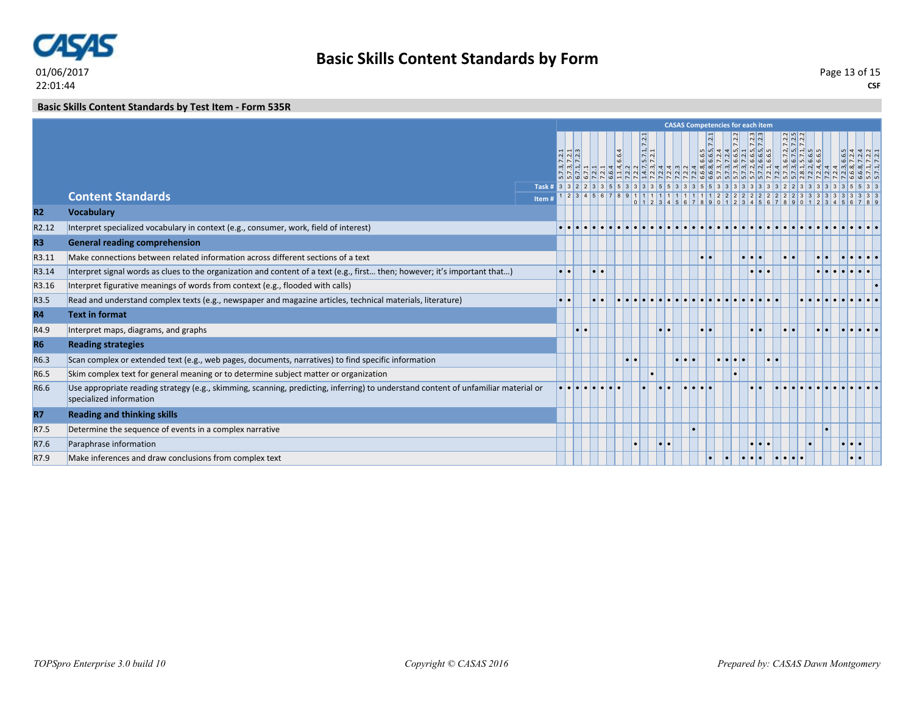# Basic Skills Content Standards by Form

## Basic Skills Content Standards by Test Item - Form 535R

CASAS Competencies for each item

| | Content Standards | 1 | 2 | 3 | 4 | 5 | 6 | 7 | 8 | 9 | 10 | 11 | 12 | 13 | 14 | 15 | 16 | 17 | 18 | 19 | 20 | 21 | 22 | 23 | 24 | 25 | 26 | 27 | 28 | 29 | 30 | 31 | 32 | 33 | 34 | 35 | 36 | 37 | 38 | 39 |
|---|---|---|---|---|---|---|---|---|---|---|---|---|---|---|---|---|---|---|---|---|---|---|---|---|---|---|---|---|---|---|---|---|---|---|---|---|---|---|---|---|
| | CASAS Competencies | 5.7.3, 7.2.1 | 5.7.3, 7.2.1 | 6.7.1, 7.2.3 | 6.7.1 | 7.2.1 | 7.2.1 | 6.6.4 | 1.1.4, 6.6.4 | 7.2.2 | 7.2.2 | 1.4.7, 5.7.1, 7.2.1 | 7.2.3, 7.2.1 | 7.2.4 | 7.2.4 | 7.2.3 | 7.2.2 | 7.2.4 | 6.6.8, 6.6.5 | 6.6.8, 6.6.5, 7.2.1 | 5.7.3, 7.2.4 | 5.7.3, 7.2.4 | 5.7.3, 6.6.5, 7.2.2 | 5.7.3, 7.2.1 | 5.7.2, 6.6.5, 7.2.3 | 5.7.2, 6.6.5, 7.2.3 | 7.2.1, 6.6.5 | 7.2.4 | 5.7.3, 6.7.2, 7.2.2 | 5.7.3, 6.7.5, 7.2.5 | 2.8.1, 5.7.1, 7.2.2 | 7.2.2, 6.6.5 | 7.2.4, 6.6.5 | 7.2.4 | 7.2.4 | 7.2.3, 6.6.5 | 6.6.8, 7.2.4 | 6.6.8, 7.2.4 | 5.7.1, 7.2.2 | 5.7.1, 7.2.1 |
| | Task # | 3 | 3 | 2 | 2 | 3 | 3 | 5 | 5 | 3 | 3 | 3 | 3 | 5 | 5 | 3 | 3 | 3 | 5 | 5 | 3 | 3 | 3 | 3 | 3 | 3 | 3 | 3 | 2 | 2 | 3 | 3 | 3 | 3 | 3 | 3 | 5 | 5 | 3 | 3 |
| | Item # | 1 | 2 | 3 | 4 | 5 | 6 | 7 | 8 | 9 | 10 | 11 | 12 | 13 | 14 | 15 | 16 | 17 | 18 | 19 | 20 | 21 | 22 | 23 | 24 | 25 | 26 | 27 | 28 | 29 | 30 | 31 | 32 | 33 | 34 | 35 | 36 | 37 | 38 | 39 |
| **R2** | **Vocabulary** | | | | | | | | | | | | | | | | | | | | | | | | | | | | | | | | | | | | | | | |
| R2.12 | Interpret specialized vocabulary in context (e.g., consumer, work, field of interest) | • | • | • | • | • | • | • | • | • | • | • | • | • | • | • | • | • | • | • | • | • | • | • | • | • | • | • | • | • | • | • | • | • | • | • | • | • | • | • |
| **R3** | **General reading comprehension** | | | | | | | | | | | | | | | | | | | | | | | | | | | | | | | | | | | | | | | |
| R3.11 | Make connections between related information across different sections of a text | | | | | | | | | | | | | | | | | | • | • | | | | • | • | • | | | • | • | | | • | • | | • | • | • | • | • |
| R3.14 | Interpret signal words as clues to the organization and content of a text (e.g., first… then; however; it's important that…) | • | • | | | • | • | | | | | | | | | | | | | | | | | | • | • | • | | | | | | • | • | • | • | • | • | • | |
| R3.16 | Interpret figurative meanings of words from context (e.g., flooded with calls) | | | | | | | | | | | | | | | | | | | | | | | | | | | | | | | | | | | | | | | • |
| R3.5 | Read and understand complex texts (e.g., newspaper and magazine articles, technical materials, literature) | • | • | | | • | • | | • | • | • | • | • | • | • | • | • | • | • | • | • | • | • | • | • | • | • | • | | | • | • | • | • | • | • | • | • | • | • |
| **R4** | **Text in format** | | | | | | | | | | | | | | | | | | | | | | | | | | | | | | | | | | | | | | | |
| R4.9 | Interpret maps, diagrams, and graphs | | | • | • | | | | | | | | | • | • | | | | • | • | | | | | • | • | | | • | • | | | • | • | | • | • | • | • | • |
| **R6** | **Reading strategies** | | | | | | | | | | | | | | | | | | | | | | | | | | | | | | | | | | | | | | | |
| R6.3 | Scan complex or extended text (e.g., web pages, documents, narratives) to find specific information | | | | | | | | | • | • | | | | | • | • | • | | | • | • | • | • | | | • | • | | | | | | | | | | | | |
| R6.5 | Skim complex text for general meaning or to determine subject matter or organization | | | | | | | | | | | | • | | | | | | | | | | • | | | | | | | | | | | | | | | | | |
| R6.6 | Use appropriate reading strategy (e.g., skimming, scanning, predicting, inferring) to understand content of unfamiliar material or specialized information | • | • | • | • | • | • | • | • | | | • | | • | • | | • | • | • | • | | | | | • | • | | • | • | • | • | • | • | • | • | • | • | • | • | • |
| **R7** | **Reading and thinking skills** | | | | | | | | | | | | | | | | | | | | | | | | | | | | | | | | | | | | | | | |
| R7.5 | Determine the sequence of events in a complex narrative | | | | | | | | | | | | | | | | | • | | | | | | | | | | | | | | | | • | | | | | | |
| R7.6 | Paraphrase information | | | | | | | | | | • | | | • | • | | | | | | | | | | • | • | • | | | | | • | | | | • | • | • | | |
| R7.9 | Make inferences and draw conclusions from complex text | | | | | | | | | | | | | | | | | | | • | | • | | • | • | • | | • | • | • | • | | | | | | • | • | | |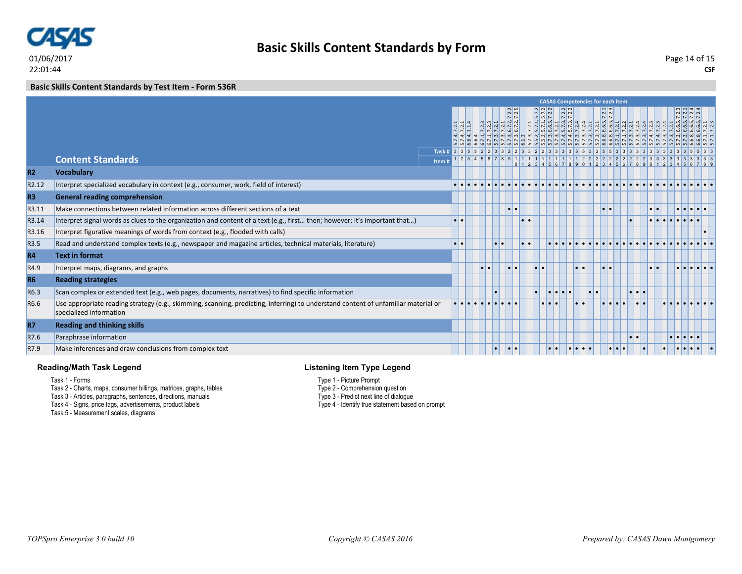## Basic Skills Content Standards by Form

01/06/2017
22:01:44

CSF

### Basic Skills Content Standards by Test Item - Form 536R

CASAS Competencies for each item

| | Content Standards | 5.7.4, 7.2.1 | 5.7.4, 7.2.1 | 6.6.4, 1.1.4 | 6.6.4 | 6.7.1, 7.2.3 | 6.7.1, 7.2.3 | 5.7.3, 7.2.1 | 5.7.3, 7.2.1 | 5.7.3, 6.7.2, 7.2.2 | 5.7.3, 6.7.2, 7.2.5 | 6.1.2 | 5.7.3, 7.2.1 | 5.5.2, 5.7.1, 5.7.2 | 5.5.2, 5.7.1, 5.7.2 | 5.7.3, 6.6.5, 7.2.2 | 5.7.3, 7.2.1 | 5.7.4, 5.7.3, 7.2.2 | 5.7.4, 5.7.3, 7.2.2 | 5.7.3, 7.2.4 | 5.7.3, 7.2.4 | 5.7.3, 7.2.1 | 5.7.3, 7.2.1 | 6.6.8, 6.6.5, 7.2.1 | 6.6.8, 6.6.5, 7.2.3 | 5.7.1, 7.2.1 | 5.7.1, 7.2.2 | 5.7.3, 7.2.1 | 5.7.3, 7.2.4 | 5.7.3, 7.2.4 | 5.7.4, 7.2.3 | 5.7.4, 7.2.5 | 5.7.3, 7.2.4 | 5.7.3, 7.2.1 | 5.7.2, 6.6.5, 7.2.3 | 5.7.2, 6.6.5, 7.2.1 | 6.6.8, 6.6.5, 7.2.4 | 6.6.8, 6.6.5, 7.2.4 | 5.7.1, 7.2.1 | 5.7.1, 7.2.3 |
|---|---|---|---|---|---|---|---|---|---|---|---|---|---|---|---|---|---|---|---|---|---|---|---|---|---|---|---|---|---|---|---|---|---|---|---|---|---|---|---|---|
| | Task # | 3 | 3 | 5 | 5 | 2 | 2 | 3 | 3 | 2 | 2 | 3 | 3 | 2 | 2 | 3 | 3 | 3 | 3 | 5 | 5 | 3 | 3 | 5 | 5 | 3 | 3 | 3 | 3 | 3 | 3 | 3 | 3 | 3 | 3 | 3 | 5 | 5 | 3 | 3 |
| | Item # | 1 | 2 | 3 | 4 | 5 | 6 | 7 | 8 | 9 | 10 | 11 | 12 | 13 | 14 | 15 | 16 | 17 | 18 | 19 | 20 | 21 | 22 | 23 | 24 | 25 | 26 | 27 | 28 | 29 | 30 | 31 | 32 | 33 | 34 | 35 | 36 | 37 | 38 | 39 |
| **R2** | **Vocabulary** | | | | | | | | | | | | | | | | | | | | | | | | | | | | | | | | | | | | | | | |
| R2.12 | Interpret specialized vocabulary in context (e.g., consumer, work, field of interest) | • | • | • | • | • | • | • | • | • | • | • | • | • | • | • | • | • | • | • | • | • | • | • | • | • | • | • | • | • | • | • | • | • | • | • | • | • | • | • |
| **R3** | **General reading comprehension** | | | | | | | | | | | | | | | | | | | | | | | | | | | | | | | | | | | | | | | |
| R3.11 | Make connections between related information across different sections of a text | | | | | | | | | • | • | | | | | | | | | | | | | • | • | | | | | | • | • | | | • | • | • | • | • | |
| R3.14 | Interpret signal words as clues to the organization and content of a text (e.g., first… then; however; it's important that…) | • | • | | | | | | | | | • | • | | | | | | | | | | | | | | | • | | | • | • | • | • | • | • | • | • | | |
| R3.16 | Interpret figurative meanings of words from context (e.g., flooded with calls) | | | | | | | | | | | | | | | | | | | | | | | | | | | | | | | | | | | | | | • | |
| R3.5 | Read and understand complex texts (e.g., newspaper and magazine articles, technical materials, literature) | • | • | | | | | • | • | | | • | • | | | • | • | • | • | • | • | • | • | • | • | • | • | • | • | • | • | • | • | • | • | • | • | • | • | • |
| **R4** | **Text in format** | | | | | | | | | | | | | | | | | | | | | | | | | | | | | | | | | | | | | | | |
| R4.9 | Interpret maps, diagrams, and graphs | | | | | • | • | | | • | • | | | • | • | | | | | • | • | | | • | • | | | | | | • | • | | | • | • | • | • | • | • |
| **R6** | **Reading strategies** | | | | | | | | | | | | | | | | | | | | | | | | | | | | | | | | | | | | | | | |
| R6.3 | Scan complex or extended text (e.g., web pages, documents, narratives) to find specific information | | | | | | | • | | | | | | • | | • | • | • | • | | | • | • | | | | | • | • | • | | | | | | | | | | |
| R6.6 | Use appropriate reading strategy (e.g., skimming, scanning, predicting, inferring) to understand content of unfamiliar material or specialized information | • | • | • | • | • | • | • | • | • | • | | | | • | • | • | | | • | • | | | • | • | • | • | | • | • | | | • | • | • | • | • | • | • | • |
| **R7** | **Reading and thinking skills** | | | | | | | | | | | | | | | | | | | | | | | | | | | | | | | | | | | | | | | |
| R7.6 | Paraphrase information | | | | | | | | | | | | | | | | | | | | | | | | | | | • | • | | | | | • | • | • | • | • | | |
| R7.9 | Make inferences and draw conclusions from complex text | | | | | | | • | | • | • | | | | | • | • | | • | • | • | • | | | • | • | • | | | • | | | • | | • | • | • | • | | • |

**Reading/Math Task Legend**

Task 1 - Forms
Task 2 - Charts, maps, consumer billings, matrices, graphs, tables
Task 3 - Articles, paragraphs, sentences, directions, manuals
Task 4 - Signs, price tags, advertisements, product labels
Task 5 - Measurement scales, diagrams

**Listening Item Type Legend**

Type 1 - Picture Prompt
Type 2 - Comprehension question
Type 3 - Predict next line of dialogue
Type 4 - Identify true statement based on prompt

*TOPSpro Enterprise 3.0 build 10* *Copyright © CASAS 2016* *Prepared by: CASAS Dawn Montgomery*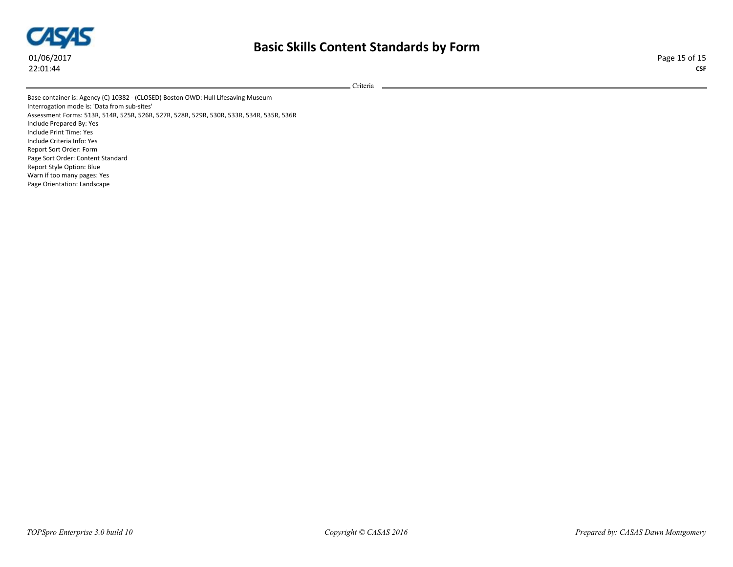Criteria

Base container is: Agency (C) 10382 - (CLOSED) Boston OWD: Hull Lifesaving Museum
Interrogation mode is: 'Data from sub-sites'
Assessment Forms: 513R, 514R, 525R, 526R, 527R, 528R, 529R, 530R, 533R, 534R, 535R, 536R
Include Prepared By: Yes
Include Print Time: Yes
Include Criteria Info: Yes
Report Sort Order: Form
Page Sort Order: Content Standard
Report Style Option: Blue
Warn if too many pages: Yes
Page Orientation: Landscape